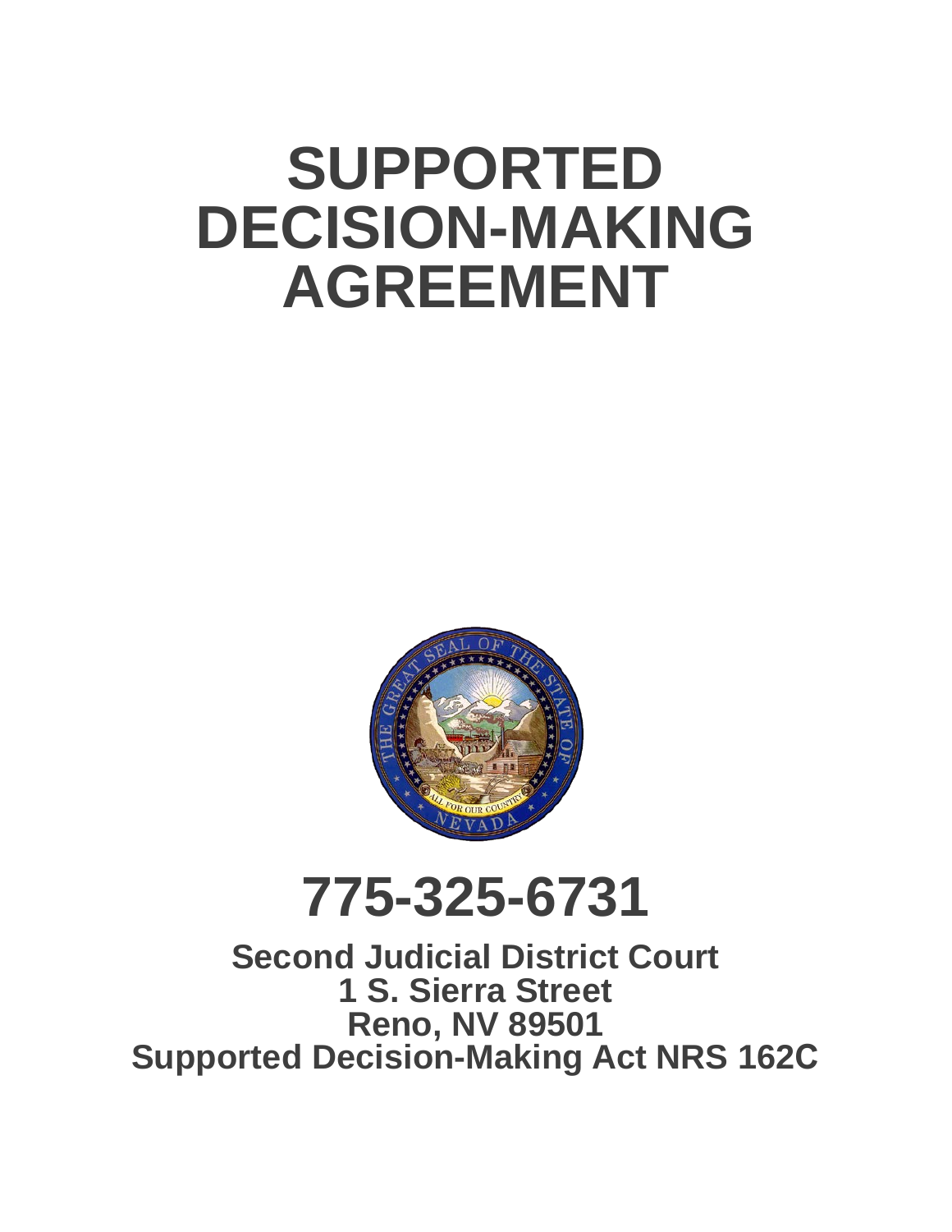# SUPPORTED DECISION-MAKING AGREEMENT

# 775-325-6731

**Second Judicial District Court**
**1 S. Sierra Street**
**Reno, NV 89501**
**Supported Decision-Making Act NRS 162C**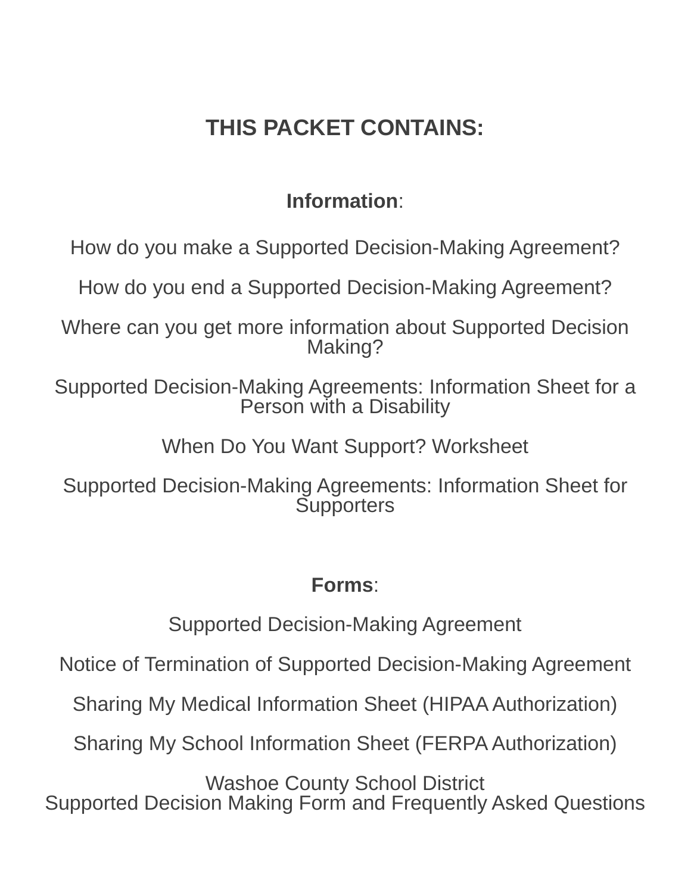# THIS PACKET CONTAINS:

**Information**:

How do you make a Supported Decision-Making Agreement?

How do you end a Supported Decision-Making Agreement?

Where can you get more information about Supported Decision Making?

Supported Decision-Making Agreements: Information Sheet for a Person with a Disability

When Do You Want Support? Worksheet

Supported Decision-Making Agreements: Information Sheet for Supporters

**Forms**:

Supported Decision-Making Agreement

Notice of Termination of Supported Decision-Making Agreement

Sharing My Medical Information Sheet (HIPAA Authorization)

Sharing My School Information Sheet (FERPA Authorization)

Washoe County School District
Supported Decision Making Form and Frequently Asked Questions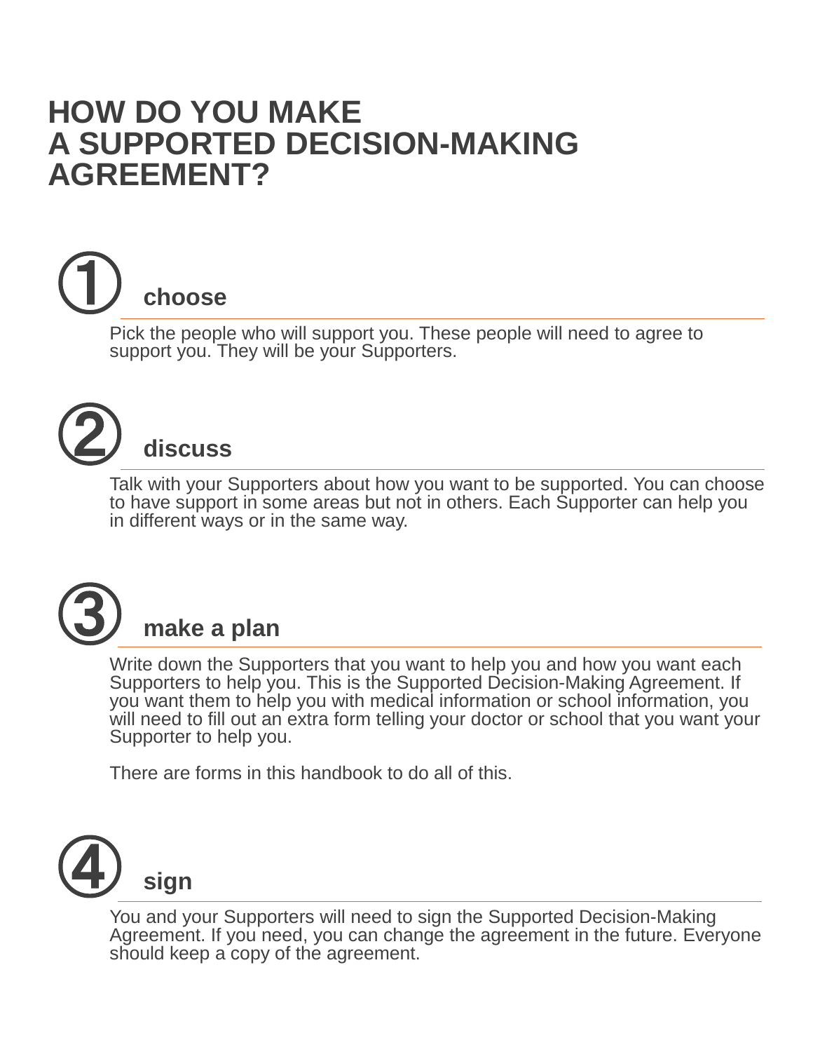# HOW DO YOU MAKE A SUPPORTED DECISION-MAKING AGREEMENT?

## ① choose

Pick the people who will support you. These people will need to agree to support you. They will be your Supporters.

## ② discuss

Talk with your Supporters about how you want to be supported. You can choose to have support in some areas but not in others. Each Supporter can help you in different ways or in the same way.

## ③ make a plan

Write down the Supporters that you want to help you and how you want each Supporters to help you. This is the Supported Decision-Making Agreement. If you want them to help you with medical information or school information, you will need to fill out an extra form telling your doctor or school that you want your Supporter to help you.

There are forms in this handbook to do all of this.

## ④ sign

You and your Supporters will need to sign the Supported Decision-Making Agreement. If you need, you can change the agreement in the future. Everyone should keep a copy of the agreement.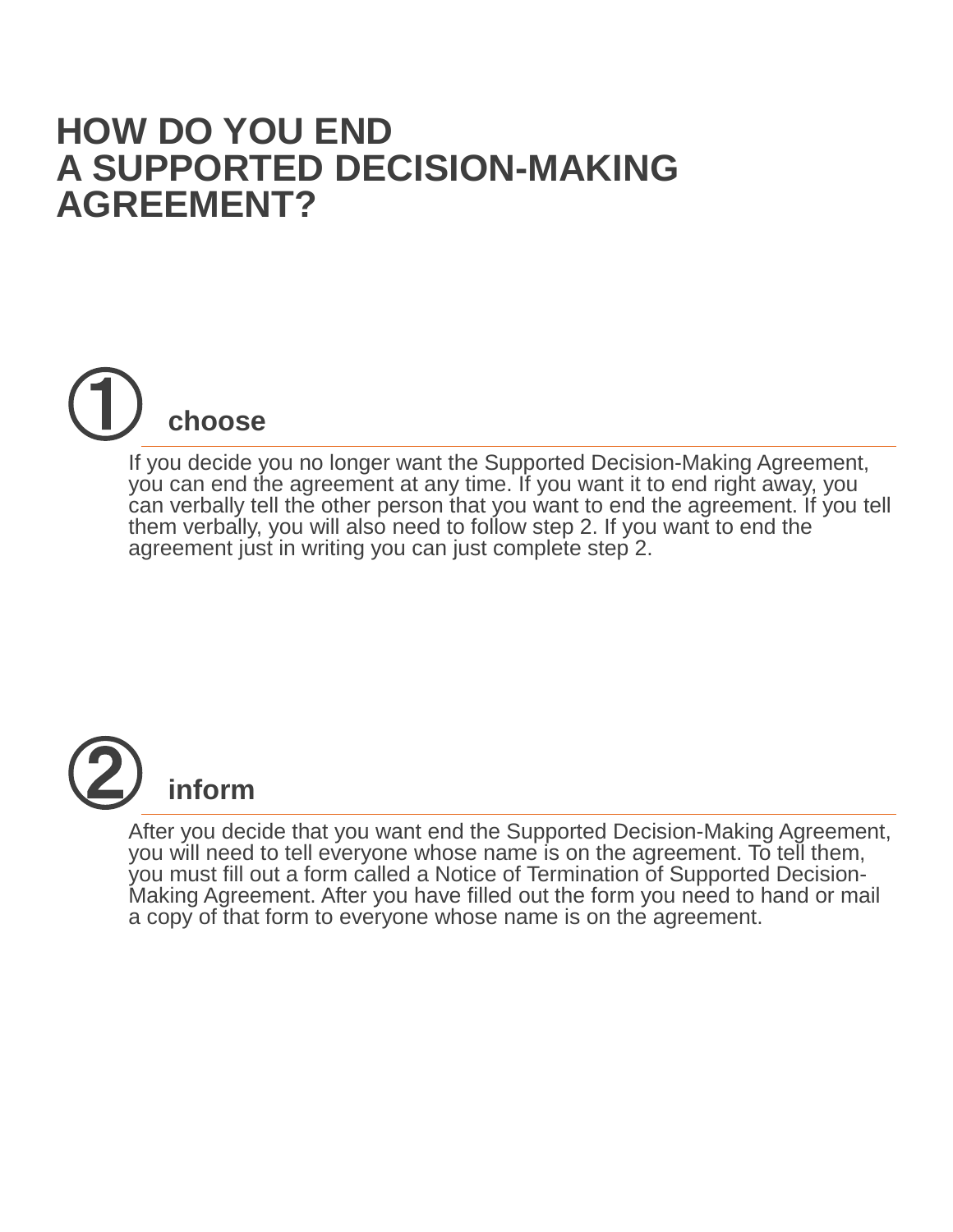# HOW DO YOU END A SUPPORTED DECISION-MAKING AGREEMENT?

## ① choose

If you decide you no longer want the Supported Decision-Making Agreement, you can end the agreement at any time. If you want it to end right away, you can verbally tell the other person that you want to end the agreement. If you tell them verbally, you will also need to follow step 2. If you want to end the agreement just in writing you can just complete step 2.

## ② inform

After you decide that you want end the Supported Decision-Making Agreement, you will need to tell everyone whose name is on the agreement. To tell them, you must fill out a form called a Notice of Termination of Supported Decision-Making Agreement. After you have filled out the form you need to hand or mail a copy of that form to everyone whose name is on the agreement.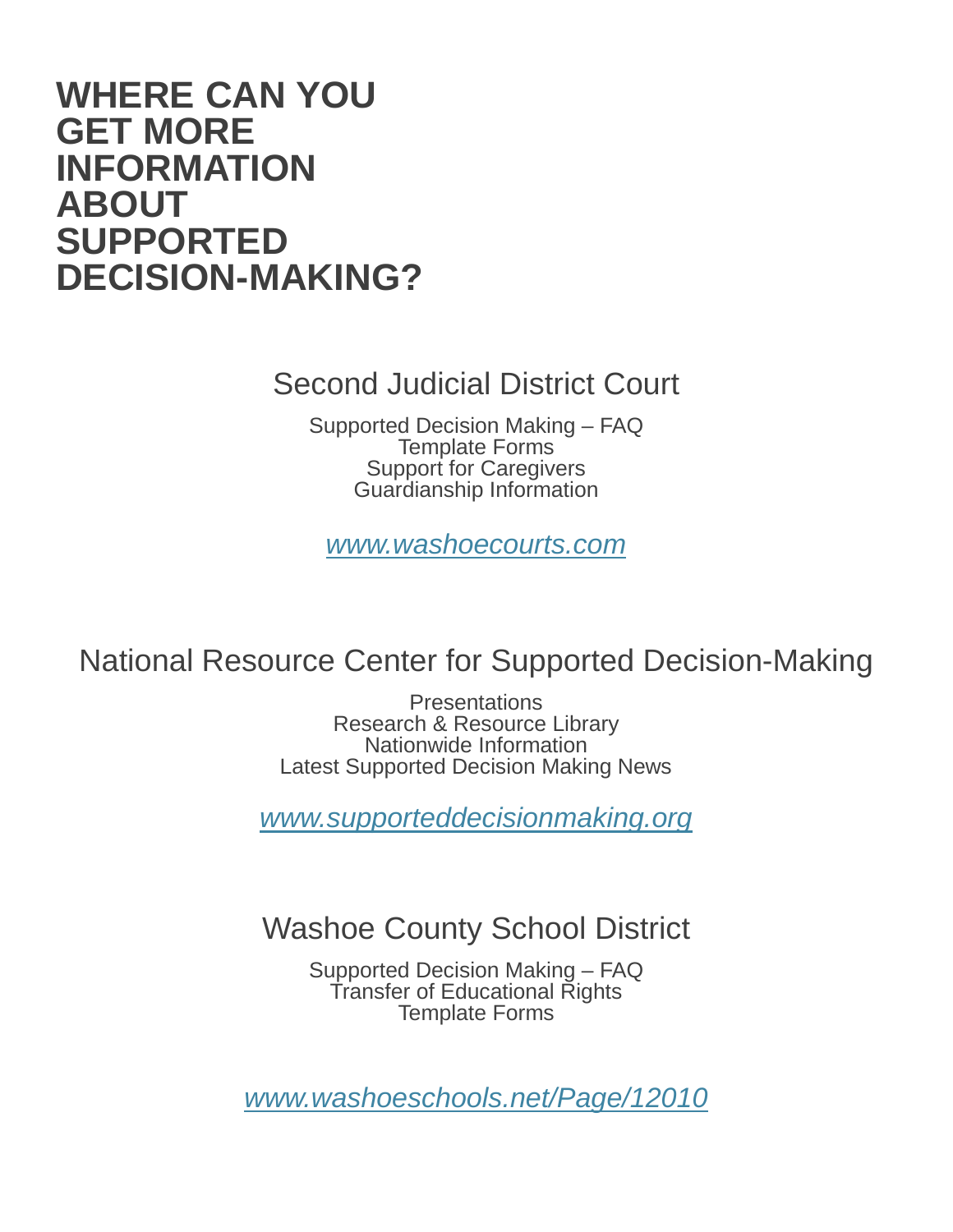# WHERE CAN YOU GET MORE INFORMATION ABOUT SUPPORTED DECISION-MAKING?

## Second Judicial District Court

Supported Decision Making – FAQ
Template Forms
Support for Caregivers
Guardianship Information

*www.washoecourts.com*

## National Resource Center for Supported Decision-Making

Presentations
Research & Resource Library
Nationwide Information
Latest Supported Decision Making News

*www.supporteddecisionmaking.org*

## Washoe County School District

Supported Decision Making – FAQ
Transfer of Educational Rights
Template Forms

*www.washoeschools.net/Page/12010*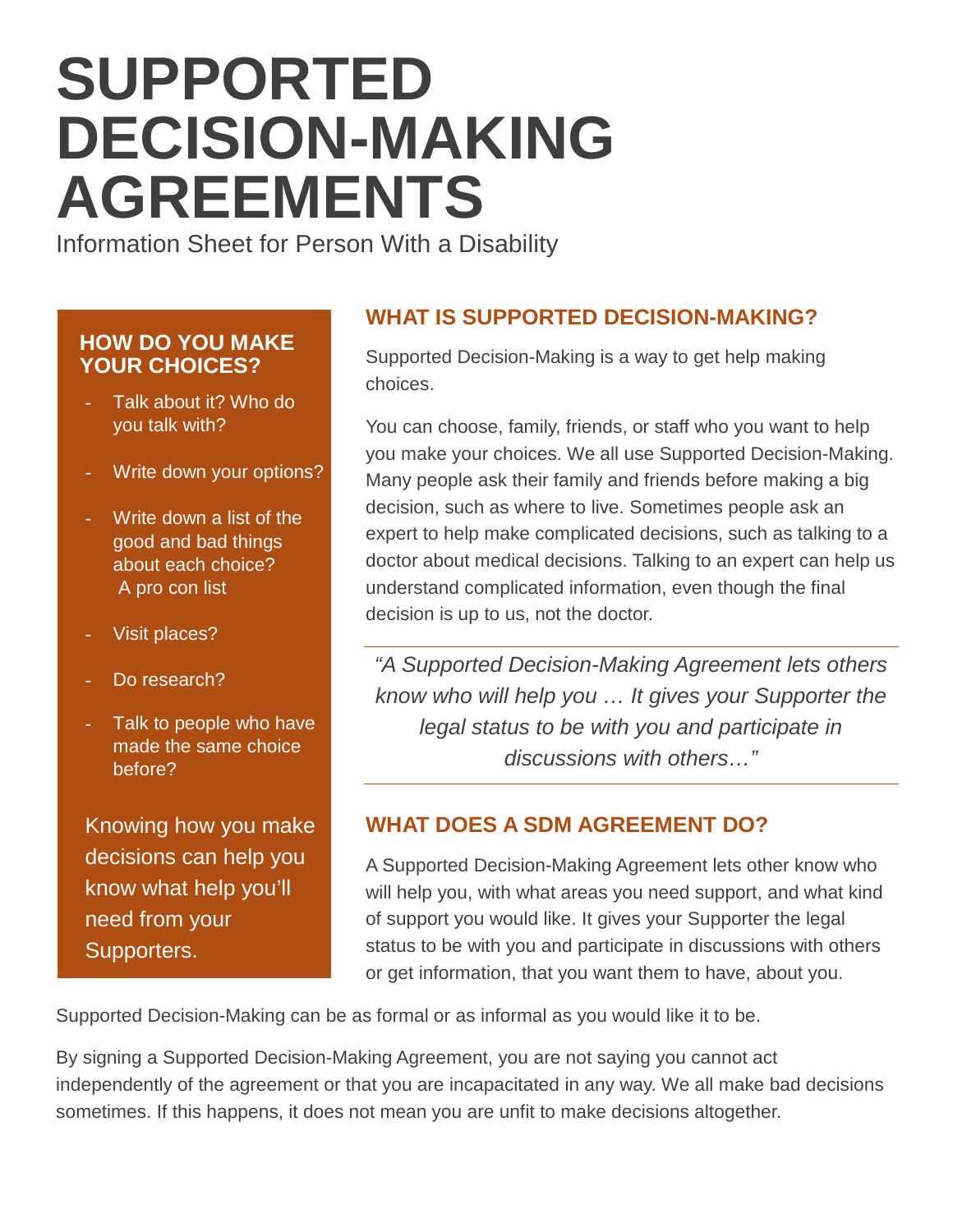# SUPPORTED DECISION-MAKING AGREEMENTS

Information Sheet for Person With a Disability

### HOW DO YOU MAKE YOUR CHOICES?

- Talk about it? Who do you talk with?
- Write down your options?
- Write down a list of the good and bad things about each choice? A pro con list
- Visit places?
- Do research?
- Talk to people who have made the same choice before?

Knowing how you make decisions can help you know what help you'll need from your Supporters.

## WHAT IS SUPPORTED DECISION-MAKING?

Supported Decision-Making is a way to get help making choices.

You can choose, family, friends, or staff who you want to help you make your choices. We all use Supported Decision-Making. Many people ask their family and friends before making a big decision, such as where to live. Sometimes people ask an expert to help make complicated decisions, such as talking to a doctor about medical decisions. Talking to an expert can help us understand complicated information, even though the final decision is up to us, not the doctor.

> *"A Supported Decision-Making Agreement lets others know who will help you … It gives your Supporter the legal status to be with you and participate in discussions with others…"*

## WHAT DOES A SDM AGREEMENT DO?

A Supported Decision-Making Agreement lets other know who will help you, with what areas you need support, and what kind of support you would like. It gives your Supporter the legal status to be with you and participate in discussions with others or get information, that you want them to have, about you.

Supported Decision-Making can be as formal or as informal as you would like it to be.

By signing a Supported Decision-Making Agreement, you are not saying you cannot act independently of the agreement or that you are incapacitated in any way. We all make bad decisions sometimes. If this happens, it does not mean you are unfit to make decisions altogether.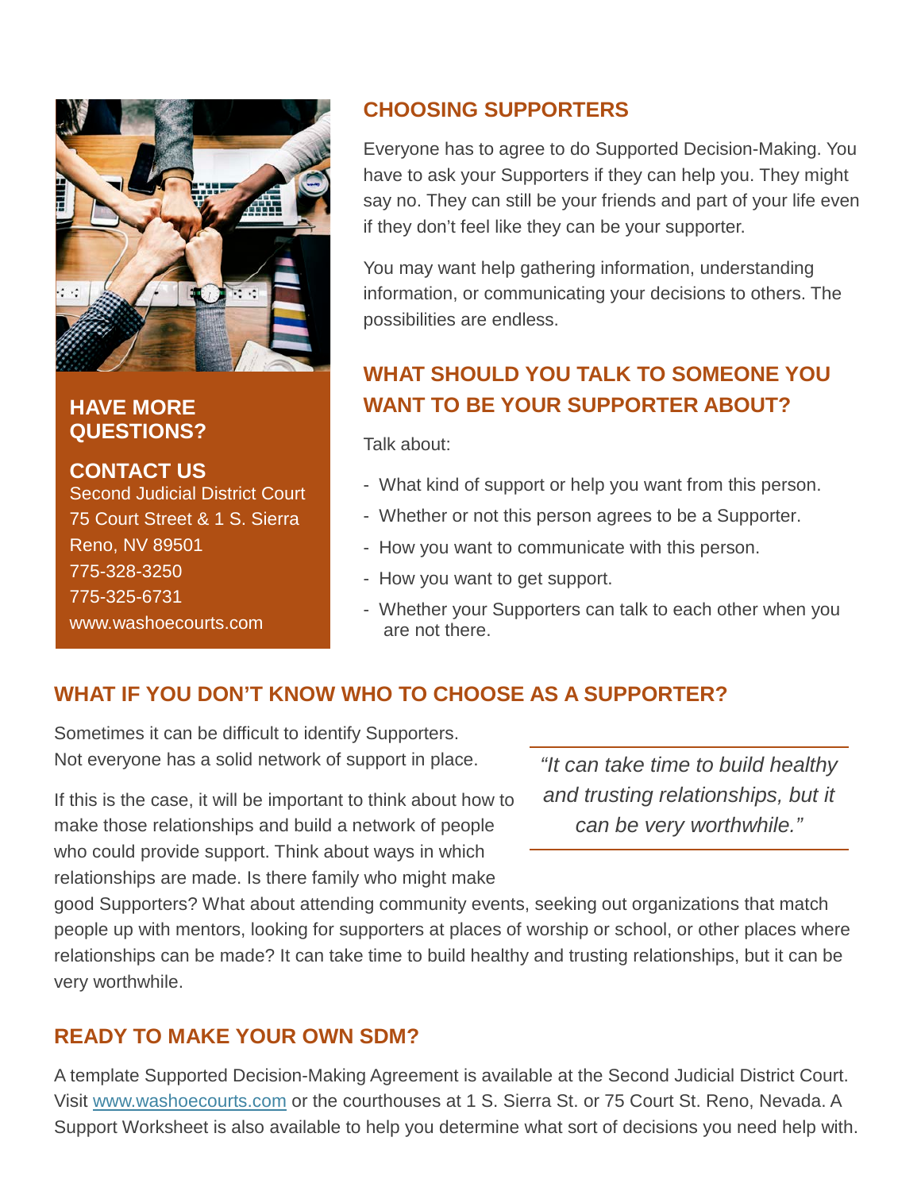## CHOOSING SUPPORTERS

Everyone has to agree to do Supported Decision-Making. You have to ask your Supporters if they can help you. They might say no. They can still be your friends and part of your life even if they don't feel like they can be your supporter.

You may want help gathering information, understanding information, or communicating your decisions to others. The possibilities are endless.

## WHAT SHOULD YOU TALK TO SOMEONE YOU WANT TO BE YOUR SUPPORTER ABOUT?

Talk about:

- What kind of support or help you want from this person.
- Whether or not this person agrees to be a Supporter.
- How you want to communicate with this person.
- How you want to get support.
- Whether your Supporters can talk to each other when you are not there.

**HAVE MORE QUESTIONS?**

**CONTACT US**
Second Judicial District Court
75 Court Street & 1 S. Sierra
Reno, NV 89501
775-328-3250
775-325-6731
www.washoecourts.com

## WHAT IF YOU DON'T KNOW WHO TO CHOOSE AS A SUPPORTER?

Sometimes it can be difficult to identify Supporters. Not everyone has a solid network of support in place.

If this is the case, it will be important to think about how to make those relationships and build a network of people who could provide support. Think about ways in which relationships are made. Is there family who might make good Supporters? What about attending community events, seeking out organizations that match people up with mentors, looking for supporters at places of worship or school, or other places where relationships can be made? It can take time to build healthy and trusting relationships, but it can be very worthwhile.

> *"It can take time to build healthy and trusting relationships, but it can be very worthwhile."*

## READY TO MAKE YOUR OWN SDM?

A template Supported Decision-Making Agreement is available at the Second Judicial District Court. Visit www.washoecourts.com or the courthouses at 1 S. Sierra St. or 75 Court St. Reno, Nevada. A Support Worksheet is also available to help you determine what sort of decisions you need help with.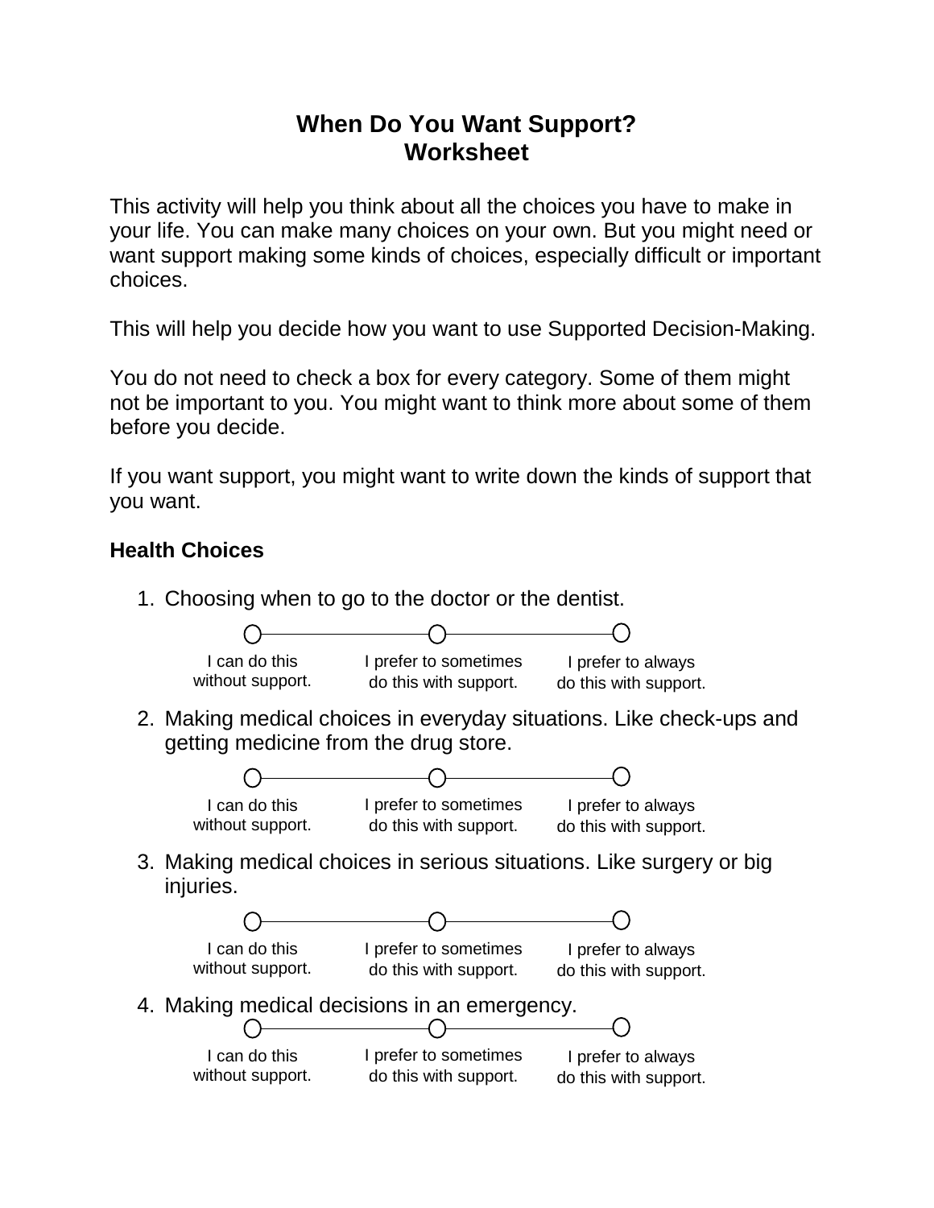# When Do You Want Support?
# Worksheet

This activity will help you think about all the choices you have to make in your life. You can make many choices on your own. But you might need or want support making some kinds of choices, especially difficult or important choices.

This will help you decide how you want to use Supported Decision-Making.

You do not need to check a box for every category. Some of them might not be important to you. You might want to think more about some of them before you decide.

If you want support, you might want to write down the kinds of support that you want.

### Health Choices

1. Choosing when to go to the doctor or the dentist.

   ○ I can do this without support. ○ I prefer to sometimes do this with support. ○ I prefer to always do this with support.

2. Making medical choices in everyday situations. Like check-ups and getting medicine from the drug store.

   ○ I can do this without support. ○ I prefer to sometimes do this with support. ○ I prefer to always do this with support.

3. Making medical choices in serious situations. Like surgery or big injuries.

   ○ I can do this without support. ○ I prefer to sometimes do this with support. ○ I prefer to always do this with support.

4. Making medical decisions in an emergency.

   ○ I can do this without support. ○ I prefer to sometimes do this with support. ○ I prefer to always do this with support.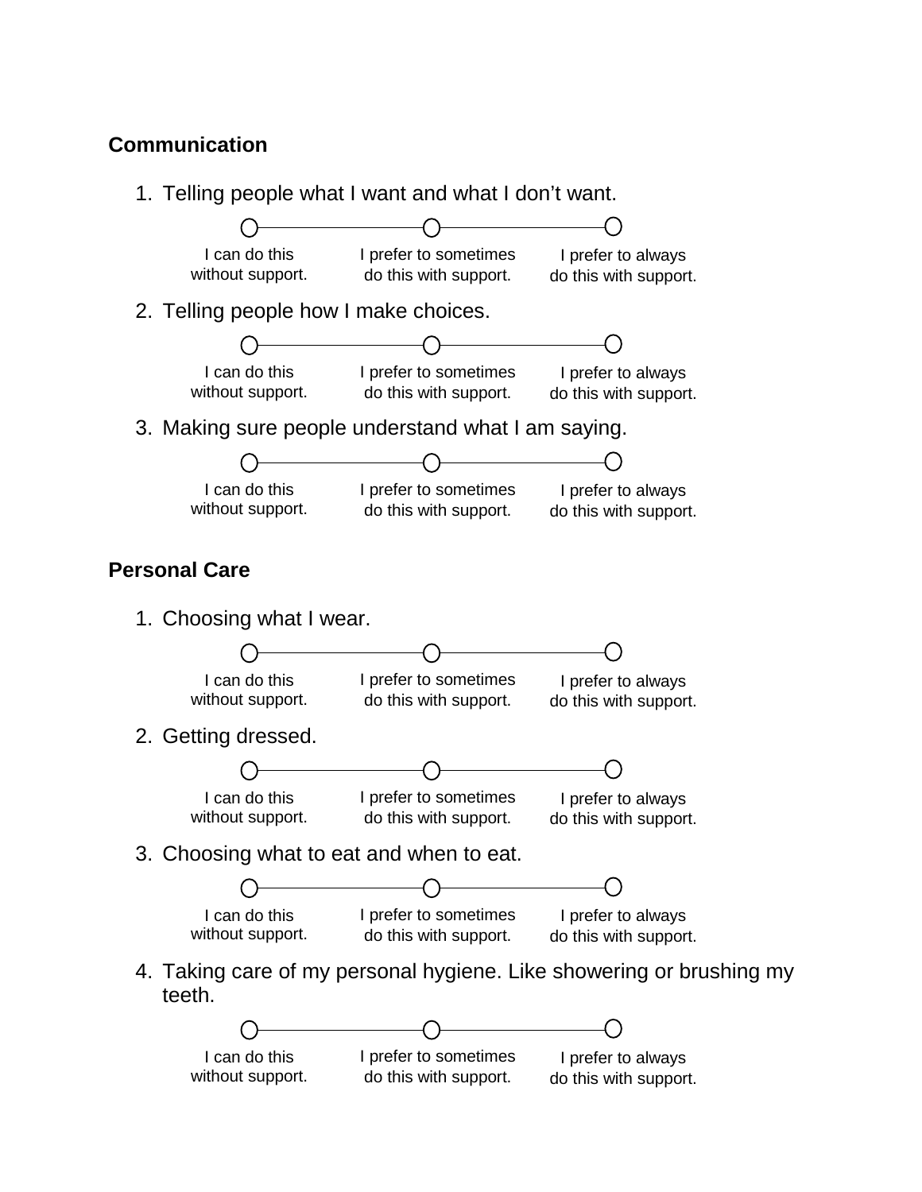## Communication

1. Telling people what I want and what I don't want.

   ○ I can do this without support. ○ I prefer to sometimes do this with support. ○ I prefer to always do this with support.

2. Telling people how I make choices.

   ○ I can do this without support. ○ I prefer to sometimes do this with support. ○ I prefer to always do this with support.

3. Making sure people understand what I am saying.

   ○ I can do this without support. ○ I prefer to sometimes do this with support. ○ I prefer to always do this with support.

## Personal Care

1. Choosing what I wear.

   ○ I can do this without support. ○ I prefer to sometimes do this with support. ○ I prefer to always do this with support.

2. Getting dressed.

   ○ I can do this without support. ○ I prefer to sometimes do this with support. ○ I prefer to always do this with support.

3. Choosing what to eat and when to eat.

   ○ I can do this without support. ○ I prefer to sometimes do this with support. ○ I prefer to always do this with support.

4. Taking care of my personal hygiene. Like showering or brushing my teeth.

   ○ I can do this without support. ○ I prefer to sometimes do this with support. ○ I prefer to always do this with support.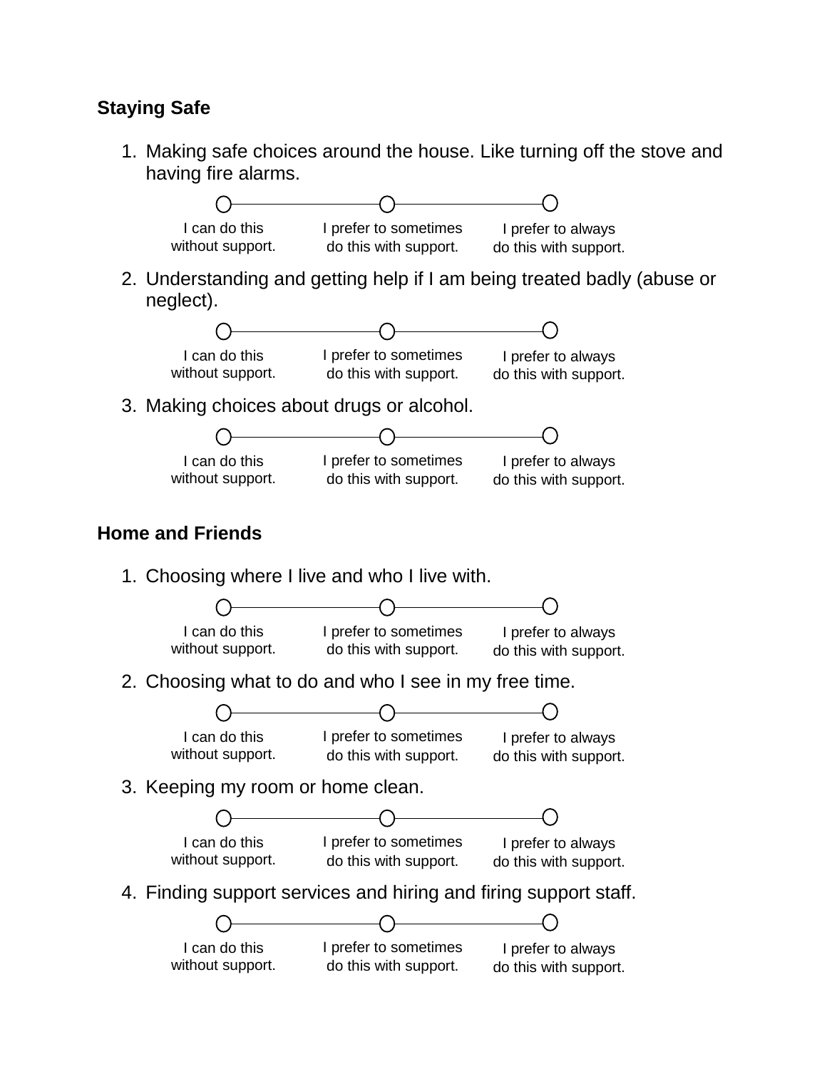**Staying Safe**

1. Making safe choices around the house. Like turning off the stove and having fire alarms.

   ○ I can do this without support. ○ I prefer to sometimes do this with support. ○ I prefer to always do this with support.

2. Understanding and getting help if I am being treated badly (abuse or neglect).

   ○ I can do this without support. ○ I prefer to sometimes do this with support. ○ I prefer to always do this with support.

3. Making choices about drugs or alcohol.

   ○ I can do this without support. ○ I prefer to sometimes do this with support. ○ I prefer to always do this with support.

**Home and Friends**

1. Choosing where I live and who I live with.

   ○ I can do this without support. ○ I prefer to sometimes do this with support. ○ I prefer to always do this with support.

2. Choosing what to do and who I see in my free time.

   ○ I can do this without support. ○ I prefer to sometimes do this with support. ○ I prefer to always do this with support.

3. Keeping my room or home clean.

   ○ I can do this without support. ○ I prefer to sometimes do this with support. ○ I prefer to always do this with support.

4. Finding support services and hiring and firing support staff.

   ○ I can do this without support. ○ I prefer to sometimes do this with support. ○ I prefer to always do this with support.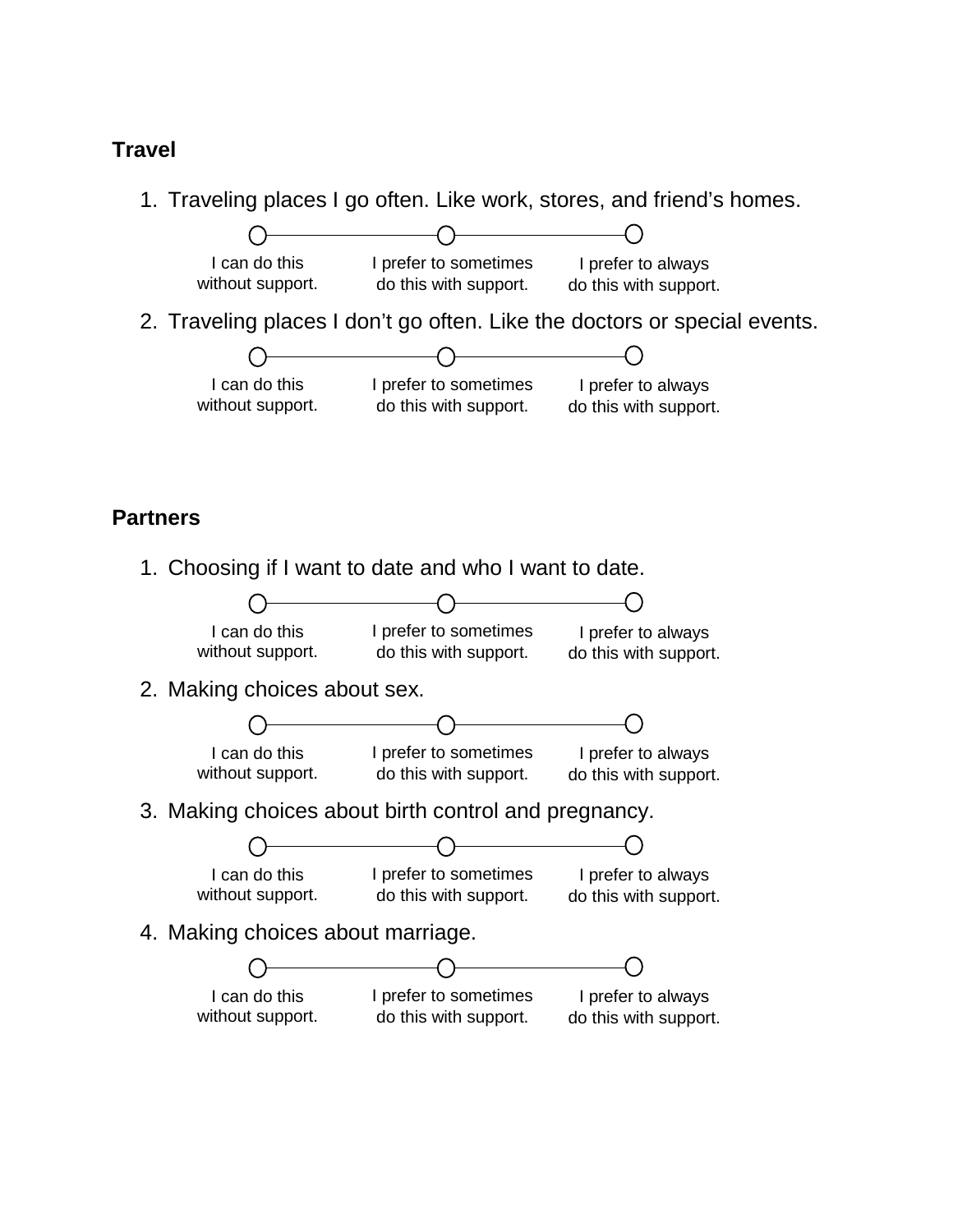**Travel**

1. Traveling places I go often. Like work, stores, and friend's homes.

   ○ I can do this without support. ○ I prefer to sometimes do this with support. ○ I prefer to always do this with support.

2. Traveling places I don't go often. Like the doctors or special events.

   ○ I can do this without support. ○ I prefer to sometimes do this with support. ○ I prefer to always do this with support.

**Partners**

1. Choosing if I want to date and who I want to date.

   ○ I can do this without support. ○ I prefer to sometimes do this with support. ○ I prefer to always do this with support.

2. Making choices about sex.

   ○ I can do this without support. ○ I prefer to sometimes do this with support. ○ I prefer to always do this with support.

3. Making choices about birth control and pregnancy.

   ○ I can do this without support. ○ I prefer to sometimes do this with support. ○ I prefer to always do this with support.

4. Making choices about marriage.

   ○ I can do this without support. ○ I prefer to sometimes do this with support. ○ I prefer to always do this with support.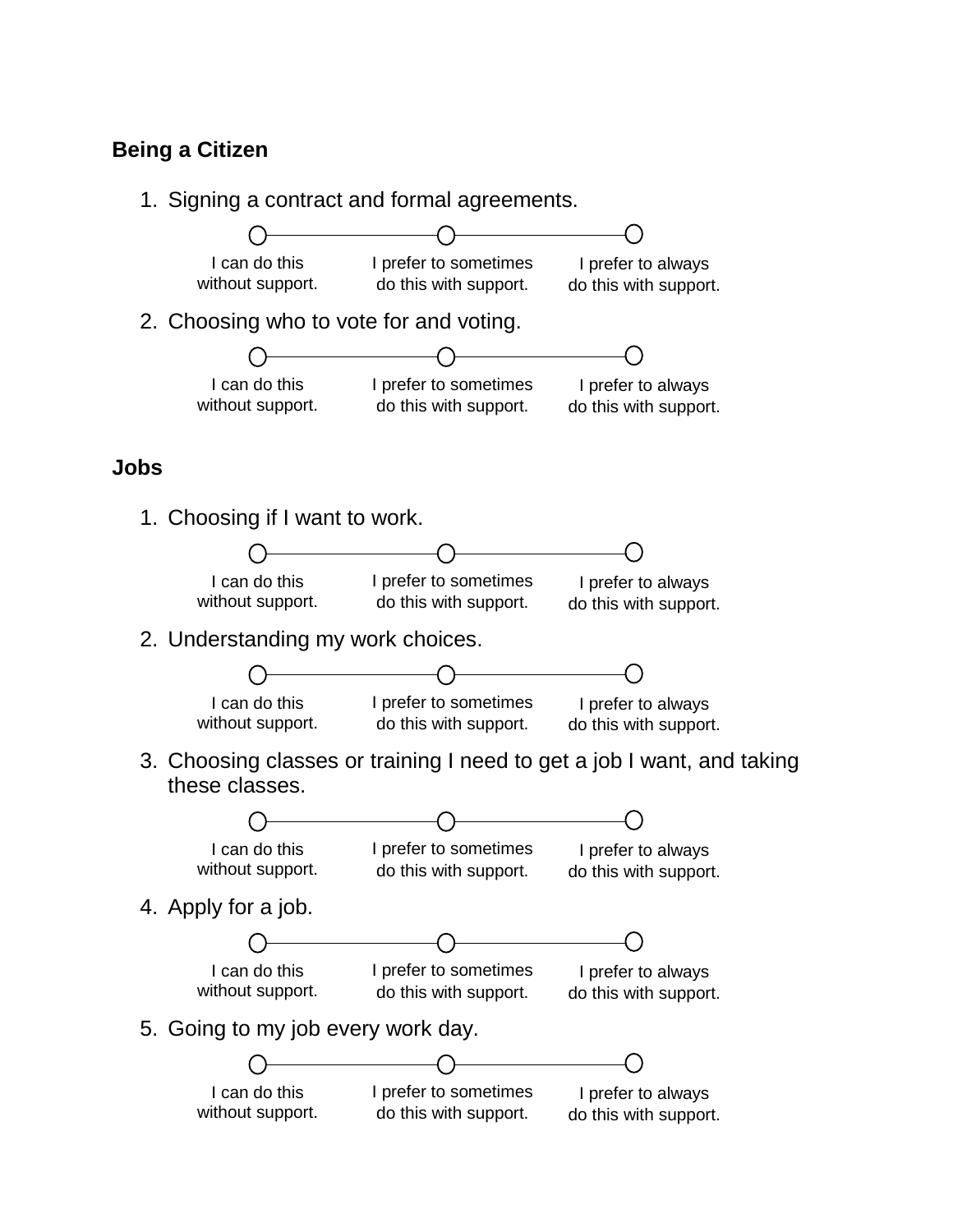## Being a Citizen

1. Signing a contract and formal agreements.

   ○ I can do this without support. ○ I prefer to sometimes do this with support. ○ I prefer to always do this with support.

2. Choosing who to vote for and voting.

   ○ I can do this without support. ○ I prefer to sometimes do this with support. ○ I prefer to always do this with support.

## Jobs

1. Choosing if I want to work.

   ○ I can do this without support. ○ I prefer to sometimes do this with support. ○ I prefer to always do this with support.

2. Understanding my work choices.

   ○ I can do this without support. ○ I prefer to sometimes do this with support. ○ I prefer to always do this with support.

3. Choosing classes or training I need to get a job I want, and taking these classes.

   ○ I can do this without support. ○ I prefer to sometimes do this with support. ○ I prefer to always do this with support.

4. Apply for a job.

   ○ I can do this without support. ○ I prefer to sometimes do this with support. ○ I prefer to always do this with support.

5. Going to my job every work day.

   ○ I can do this without support. ○ I prefer to sometimes do this with support. ○ I prefer to always do this with support.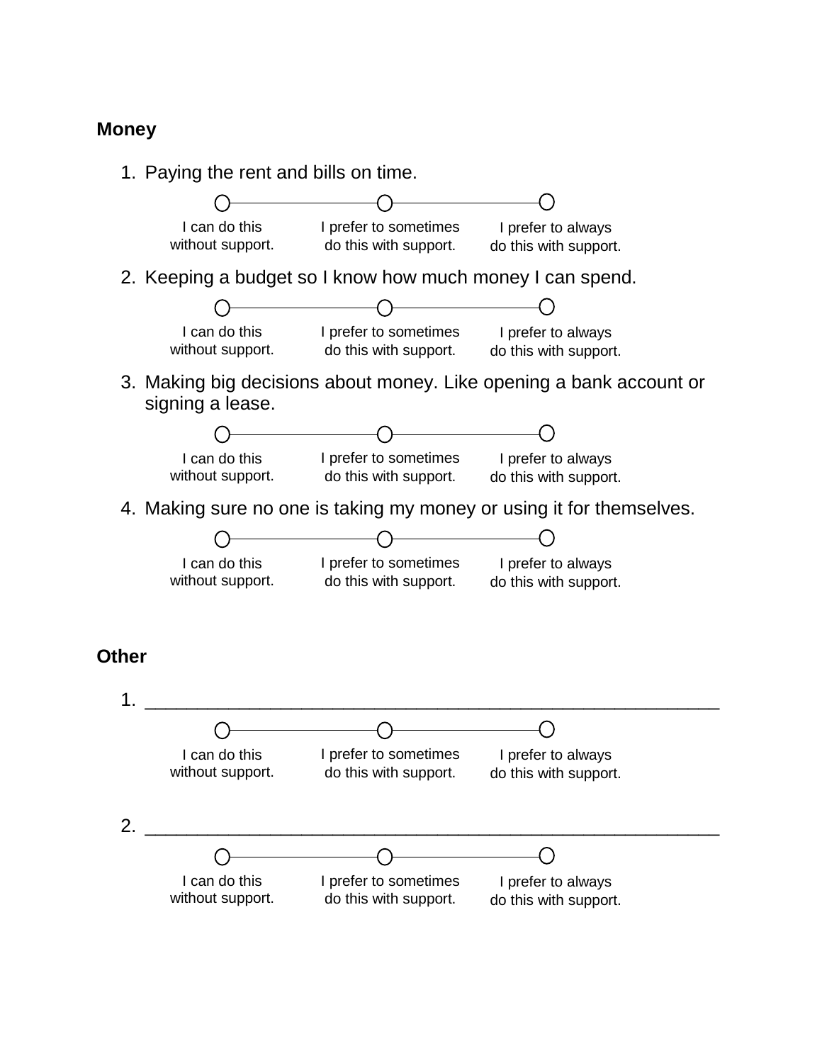## Money

1. Paying the rent and bills on time.

   ○ I can do this without support. ○ I prefer to sometimes do this with support. ○ I prefer to always do this with support.

2. Keeping a budget so I know how much money I can spend.

   ○ I can do this without support. ○ I prefer to sometimes do this with support. ○ I prefer to always do this with support.

3. Making big decisions about money. Like opening a bank account or signing a lease.

   ○ I can do this without support. ○ I prefer to sometimes do this with support. ○ I prefer to always do this with support.

4. Making sure no one is taking my money or using it for themselves.

   ○ I can do this without support. ○ I prefer to sometimes do this with support. ○ I prefer to always do this with support.

## Other

1. ________________________________________________________

   ○ I can do this without support. ○ I prefer to sometimes do this with support. ○ I prefer to always do this with support.

2. ________________________________________________________

   ○ I can do this without support. ○ I prefer to sometimes do this with support. ○ I prefer to always do this with support.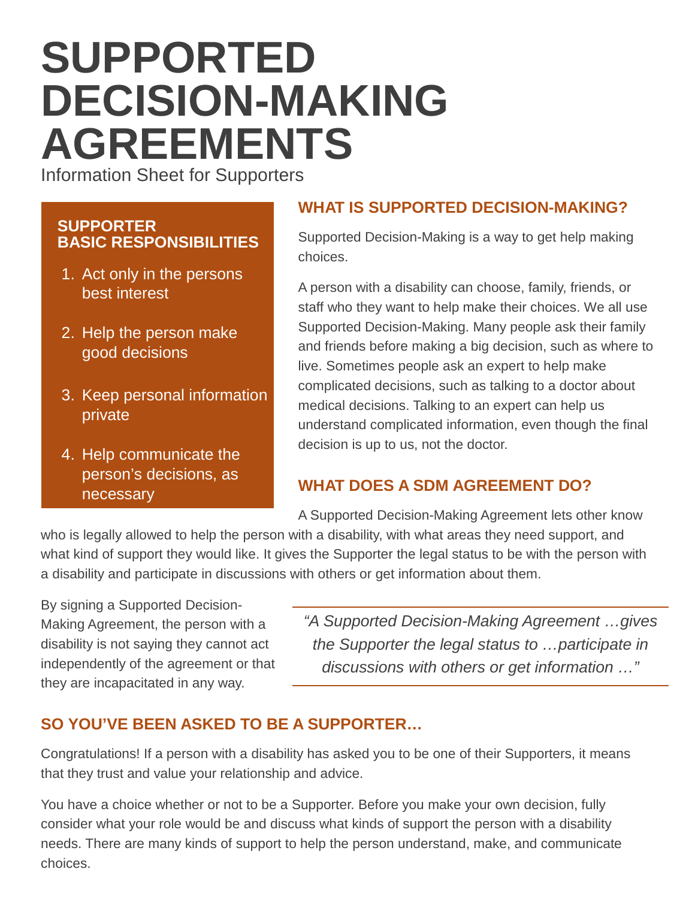# SUPPORTED DECISION-MAKING AGREEMENTS

Information Sheet for Supporters

### SUPPORTER BASIC RESPONSIBILITIES

1. Act only in the persons best interest
2. Help the person make good decisions
3. Keep personal information private
4. Help communicate the person's decisions, as necessary

## WHAT IS SUPPORTED DECISION-MAKING?

Supported Decision-Making is a way to get help making choices.

A person with a disability can choose, family, friends, or staff who they want to help make their choices. We all use Supported Decision-Making. Many people ask their family and friends before making a big decision, such as where to live. Sometimes people ask an expert to help make complicated decisions, such as talking to a doctor about medical decisions. Talking to an expert can help us understand complicated information, even though the final decision is up to us, not the doctor.

## WHAT DOES A SDM AGREEMENT DO?

A Supported Decision-Making Agreement lets other know who is legally allowed to help the person with a disability, with what areas they need support, and what kind of support they would like. It gives the Supporter the legal status to be with the person with a disability and participate in discussions with others or get information about them.

By signing a Supported Decision-Making Agreement, the person with a disability is not saying they cannot act independently of the agreement or that they are incapacitated in any way.

> *"A Supported Decision-Making Agreement …gives the Supporter the legal status to …participate in discussions with others or get information …"*

## SO YOU'VE BEEN ASKED TO BE A SUPPORTER…

Congratulations! If a person with a disability has asked you to be one of their Supporters, it means that they trust and value your relationship and advice.

You have a choice whether or not to be a Supporter. Before you make your own decision, fully consider what your role would be and discuss what kinds of support the person with a disability needs. There are many kinds of support to help the person understand, make, and communicate choices.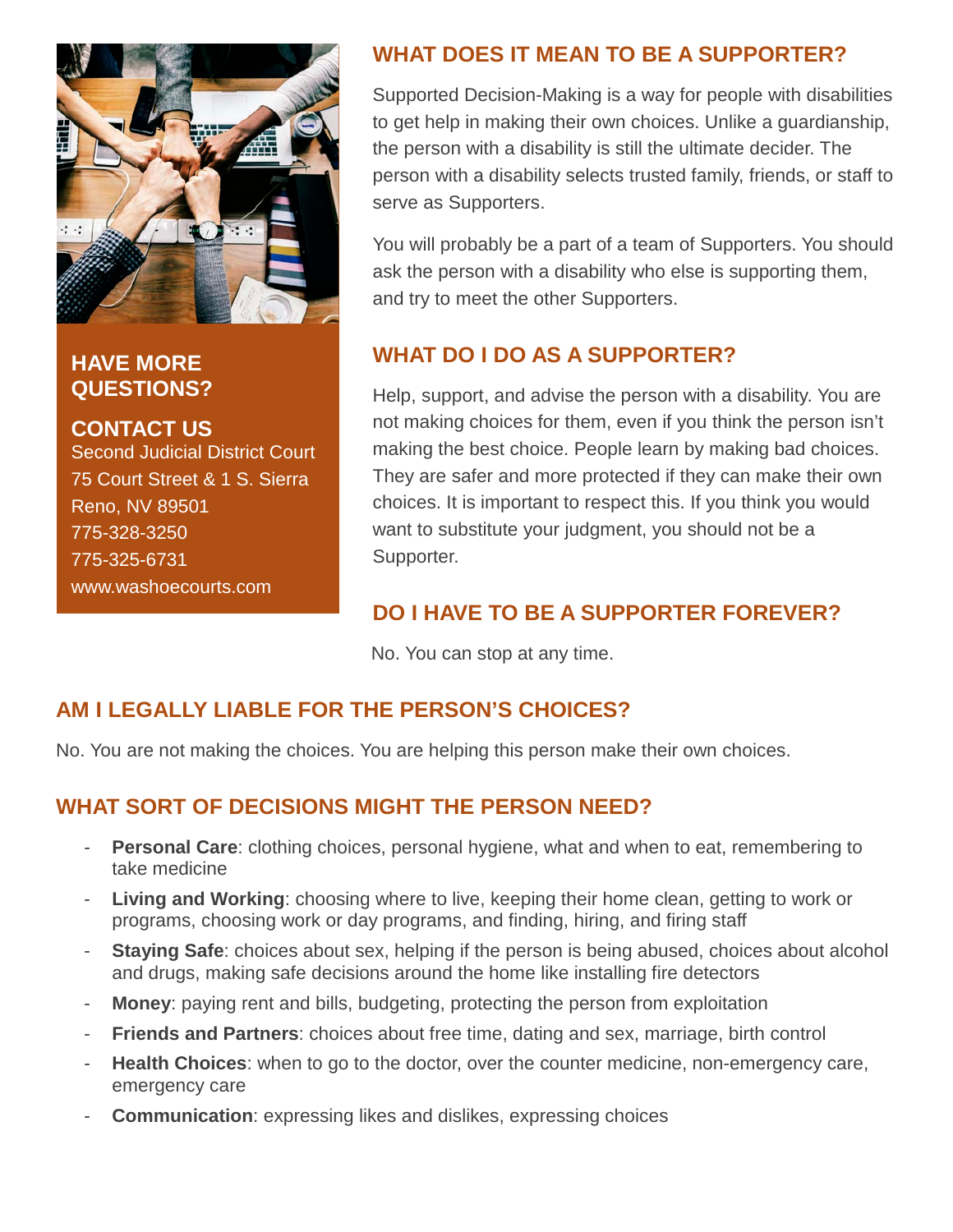## HAVE MORE QUESTIONS?

## CONTACT US

Second Judicial District Court
75 Court Street & 1 S. Sierra
Reno, NV 89501
775-328-3250
775-325-6731
www.washoecourts.com

## WHAT DOES IT MEAN TO BE A SUPPORTER?

Supported Decision-Making is a way for people with disabilities to get help in making their own choices. Unlike a guardianship, the person with a disability is still the ultimate decider. The person with a disability selects trusted family, friends, or staff to serve as Supporters.

You will probably be a part of a team of Supporters. You should ask the person with a disability who else is supporting them, and try to meet the other Supporters.

## WHAT DO I DO AS A SUPPORTER?

Help, support, and advise the person with a disability. You are not making choices for them, even if you think the person isn't making the best choice. People learn by making bad choices. They are safer and more protected if they can make their own choices. It is important to respect this. If you think you would want to substitute your judgment, you should not be a Supporter.

## DO I HAVE TO BE A SUPPORTER FOREVER?

No. You can stop at any time.

## AM I LEGALLY LIABLE FOR THE PERSON'S CHOICES?

No. You are not making the choices. You are helping this person make their own choices.

## WHAT SORT OF DECISIONS MIGHT THE PERSON NEED?

- **Personal Care**: clothing choices, personal hygiene, what and when to eat, remembering to take medicine
- **Living and Working**: choosing where to live, keeping their home clean, getting to work or programs, choosing work or day programs, and finding, hiring, and firing staff
- **Staying Safe**: choices about sex, helping if the person is being abused, choices about alcohol and drugs, making safe decisions around the home like installing fire detectors
- **Money**: paying rent and bills, budgeting, protecting the person from exploitation
- **Friends and Partners**: choices about free time, dating and sex, marriage, birth control
- **Health Choices**: when to go to the doctor, over the counter medicine, non-emergency care, emergency care
- **Communication**: expressing likes and dislikes, expressing choices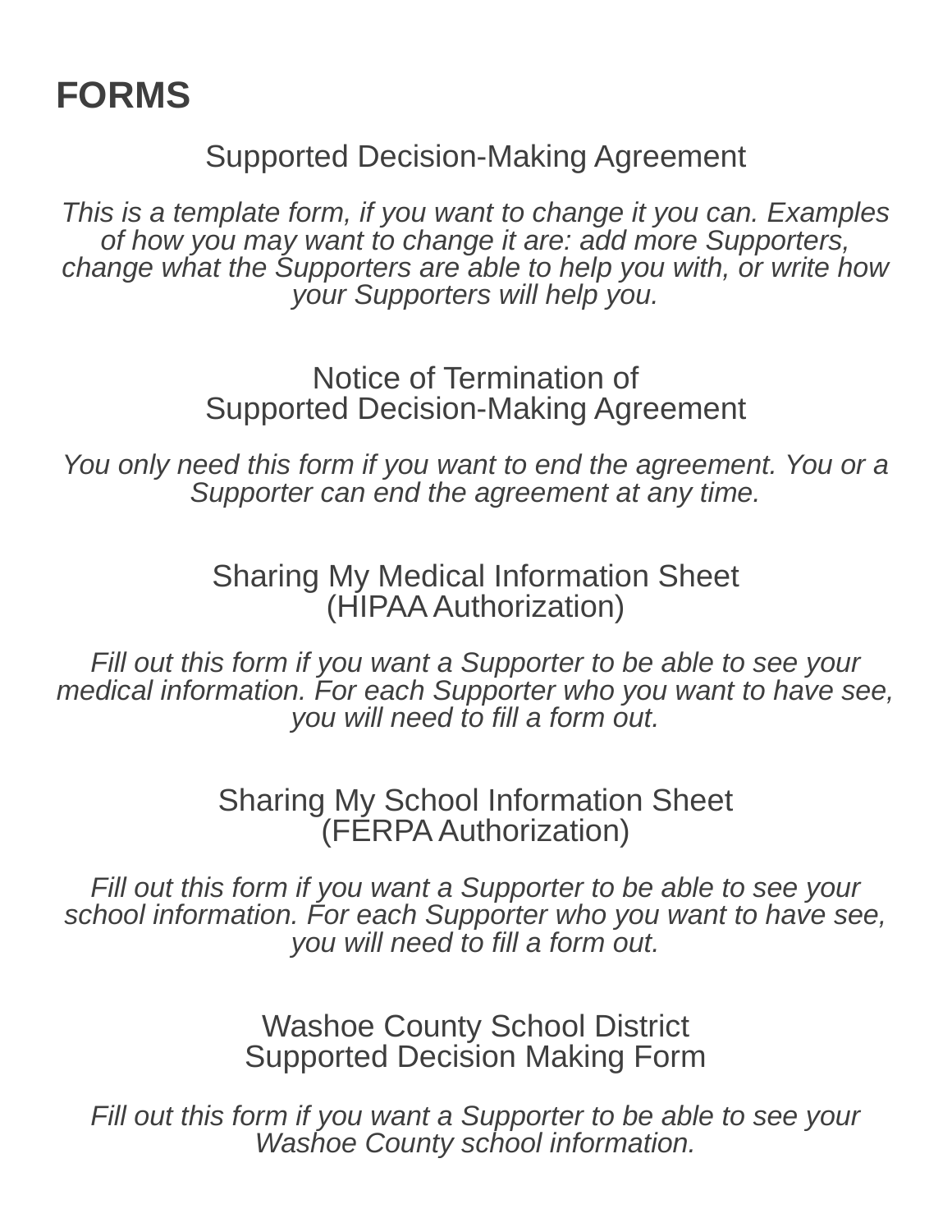# FORMS

### Supported Decision-Making Agreement

*This is a template form, if you want to change it you can. Examples of how you may want to change it are: add more Supporters, change what the Supporters are able to help you with, or write how your Supporters will help you.*

### Notice of Termination of Supported Decision-Making Agreement

*You only need this form if you want to end the agreement. You or a Supporter can end the agreement at any time.*

### Sharing My Medical Information Sheet (HIPAA Authorization)

*Fill out this form if you want a Supporter to be able to see your medical information. For each Supporter who you want to have see, you will need to fill a form out.*

### Sharing My School Information Sheet (FERPA Authorization)

*Fill out this form if you want a Supporter to be able to see your school information. For each Supporter who you want to have see, you will need to fill a form out.*

### Washoe County School District Supported Decision Making Form

*Fill out this form if you want a Supporter to be able to see your Washoe County school information.*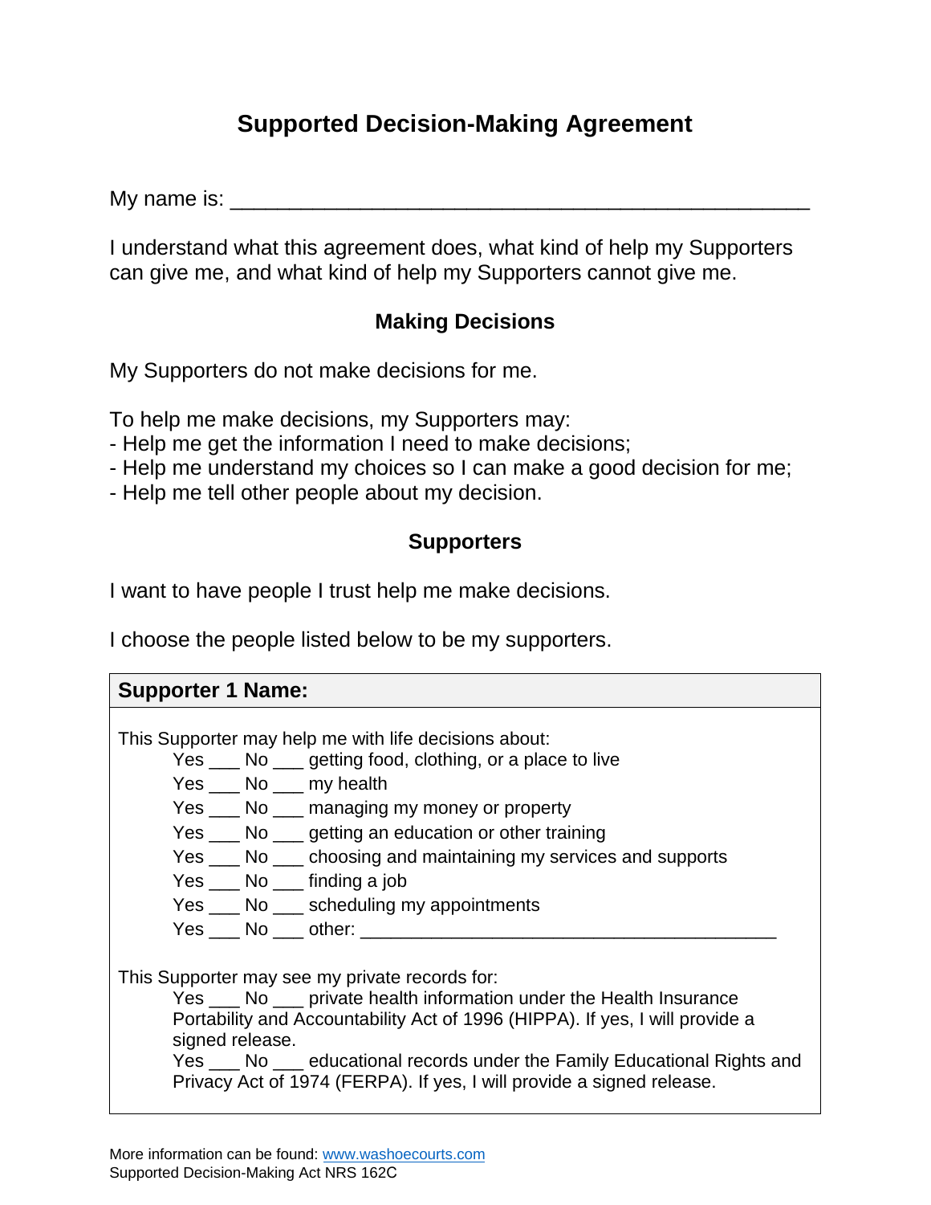# Supported Decision-Making Agreement

My name is: ___________________________________________

I understand what this agreement does, what kind of help my Supporters can give me, and what kind of help my Supporters cannot give me.

## Making Decisions

My Supporters do not make decisions for me.

To help me make decisions, my Supporters may:
- Help me get the information I need to make decisions;
- Help me understand my choices so I can make a good decision for me;
- Help me tell other people about my decision.

## Supporters

I want to have people I trust help me make decisions.

I choose the people listed below to be my supporters.

**Supporter 1 Name:**

This Supporter may help me with life decisions about:

Yes ___ No ___ getting food, clothing, or a place to live
Yes ___ No ___ my health
Yes ___ No ___ managing my money or property
Yes ___ No ___ getting an education or other training
Yes ___ No ___ choosing and maintaining my services and supports
Yes ___ No ___ finding a job
Yes ___ No ___ scheduling my appointments
Yes ___ No ___ other: _______________________________________

This Supporter may see my private records for:

Yes ___ No ___ private health information under the Health Insurance Portability and Accountability Act of 1996 (HIPPA). If yes, I will provide a signed release.
Yes ___ No ___ educational records under the Family Educational Rights and Privacy Act of 1974 (FERPA). If yes, I will provide a signed release.

More information can be found: www.washoecourts.com
Supported Decision-Making Act NRS 162C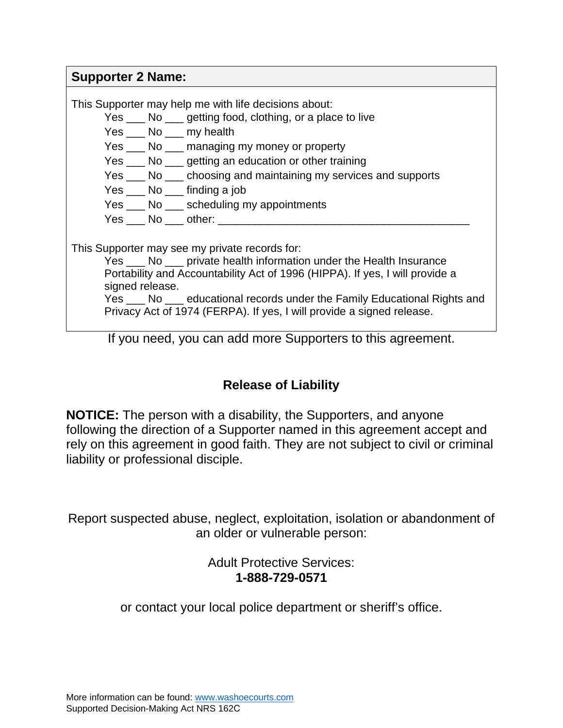**Supporter 2 Name:**

This Supporter may help me with life decisions about:

Yes ___ No ___ getting food, clothing, or a place to live
Yes ___ No ___ my health
Yes ___ No ___ managing my money or property
Yes ___ No ___ getting an education or other training
Yes ___ No ___ choosing and maintaining my services and supports
Yes ___ No ___ finding a job
Yes ___ No ___ scheduling my appointments
Yes ___ No ___ other: ___________________________________________

This Supporter may see my private records for:

Yes ___ No ___ private health information under the Health Insurance Portability and Accountability Act of 1996 (HIPPA). If yes, I will provide a signed release.
Yes ___ No ___ educational records under the Family Educational Rights and Privacy Act of 1974 (FERPA). If yes, I will provide a signed release.

If you need, you can add more Supporters to this agreement.

## Release of Liability

**NOTICE:** The person with a disability, the Supporters, and anyone following the direction of a Supporter named in this agreement accept and rely on this agreement in good faith. They are not subject to civil or criminal liability or professional disciple.

Report suspected abuse, neglect, exploitation, isolation or abandonment of an older or vulnerable person:

Adult Protective Services:
**1-888-729-0571**

or contact your local police department or sheriff's office.

More information can be found: www.washoecourts.com
Supported Decision-Making Act NRS 162C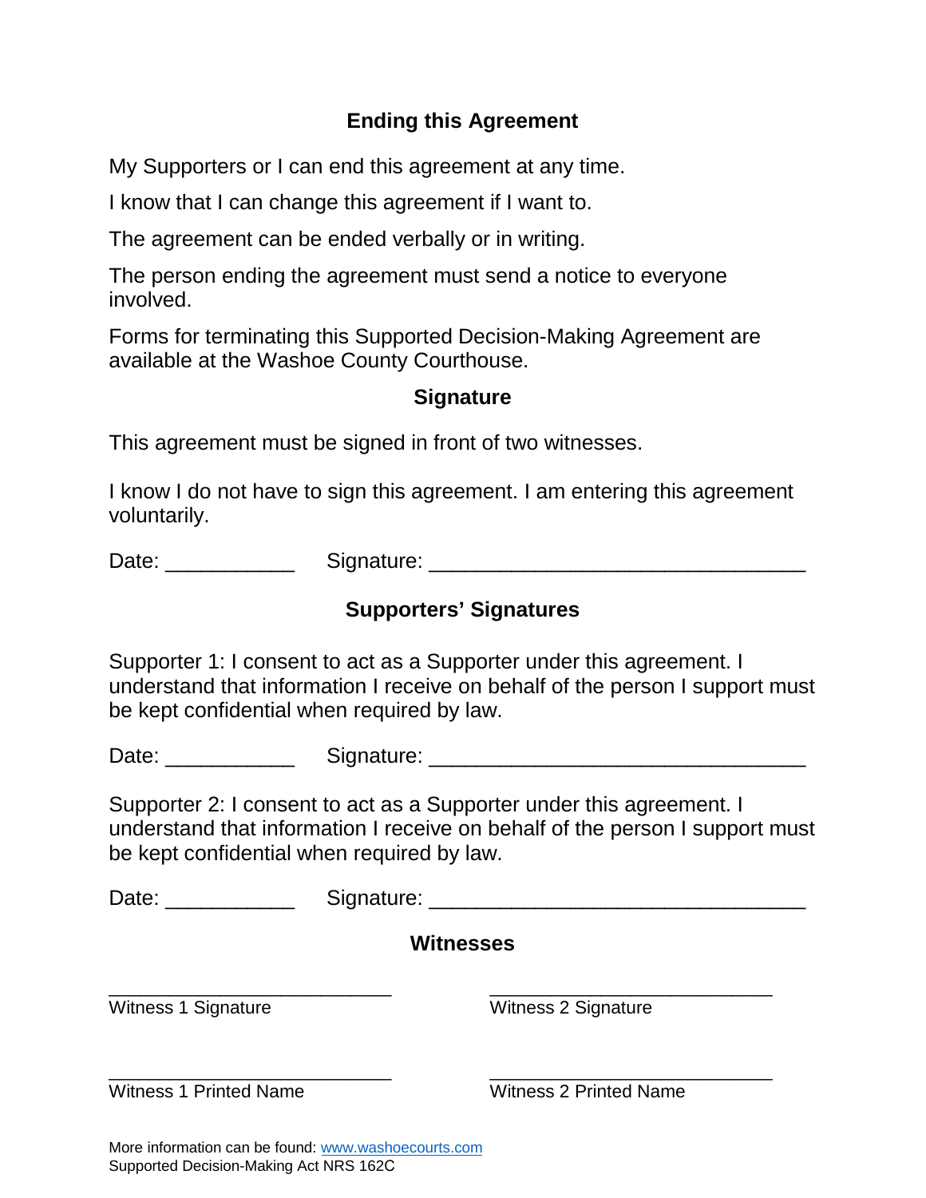## Ending this Agreement

My Supporters or I can end this agreement at any time.

I know that I can change this agreement if I want to.

The agreement can be ended verbally or in writing.

The person ending the agreement must send a notice to everyone involved.

Forms for terminating this Supported Decision-Making Agreement are available at the Washoe County Courthouse.

## Signature

This agreement must be signed in front of two witnesses.

I know I do not have to sign this agreement. I am entering this agreement voluntarily.

Date: ___________ Signature: ________________________________

## Supporters' Signatures

Supporter 1: I consent to act as a Supporter under this agreement. I understand that information I receive on behalf of the person I support must be kept confidential when required by law.

Date: ___________ Signature: ________________________________

Supporter 2: I consent to act as a Supporter under this agreement. I understand that information I receive on behalf of the person I support must be kept confidential when required by law.

Date: ___________ Signature: ________________________________

## Witnesses

| | |
|---|---|
| ________________________ | ________________________ |
| Witness 1 Signature | Witness 2 Signature |
| ________________________ | ________________________ |
| Witness 1 Printed Name | Witness 2 Printed Name |

More information can be found: www.washoecourts.com
Supported Decision-Making Act NRS 162C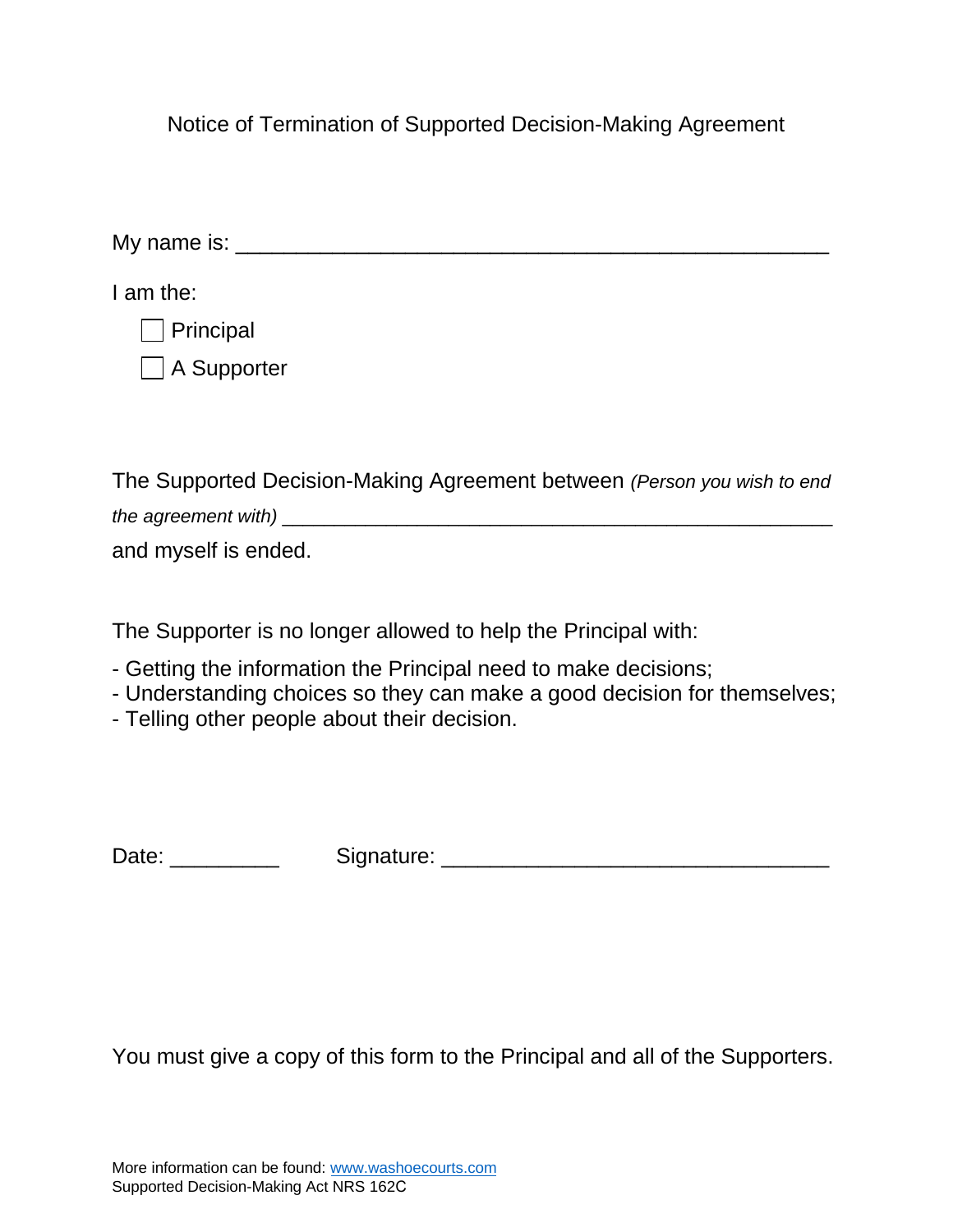# Notice of Termination of Supported Decision-Making Agreement

My name is: ___________________________________________

I am the:

- ☐ Principal
- ☐ A Supporter

The Supported Decision-Making Agreement between *(Person you wish to end the agreement with)* ___________________________________________
and myself is ended.

The Supporter is no longer allowed to help the Principal with:

- Getting the information the Principal need to make decisions;
- Understanding choices so they can make a good decision for themselves;
- Telling other people about their decision.

Date: _________ Signature: _______________________________

You must give a copy of this form to the Principal and all of the Supporters.

More information can be found: www.washoecourts.com
Supported Decision-Making Act NRS 162C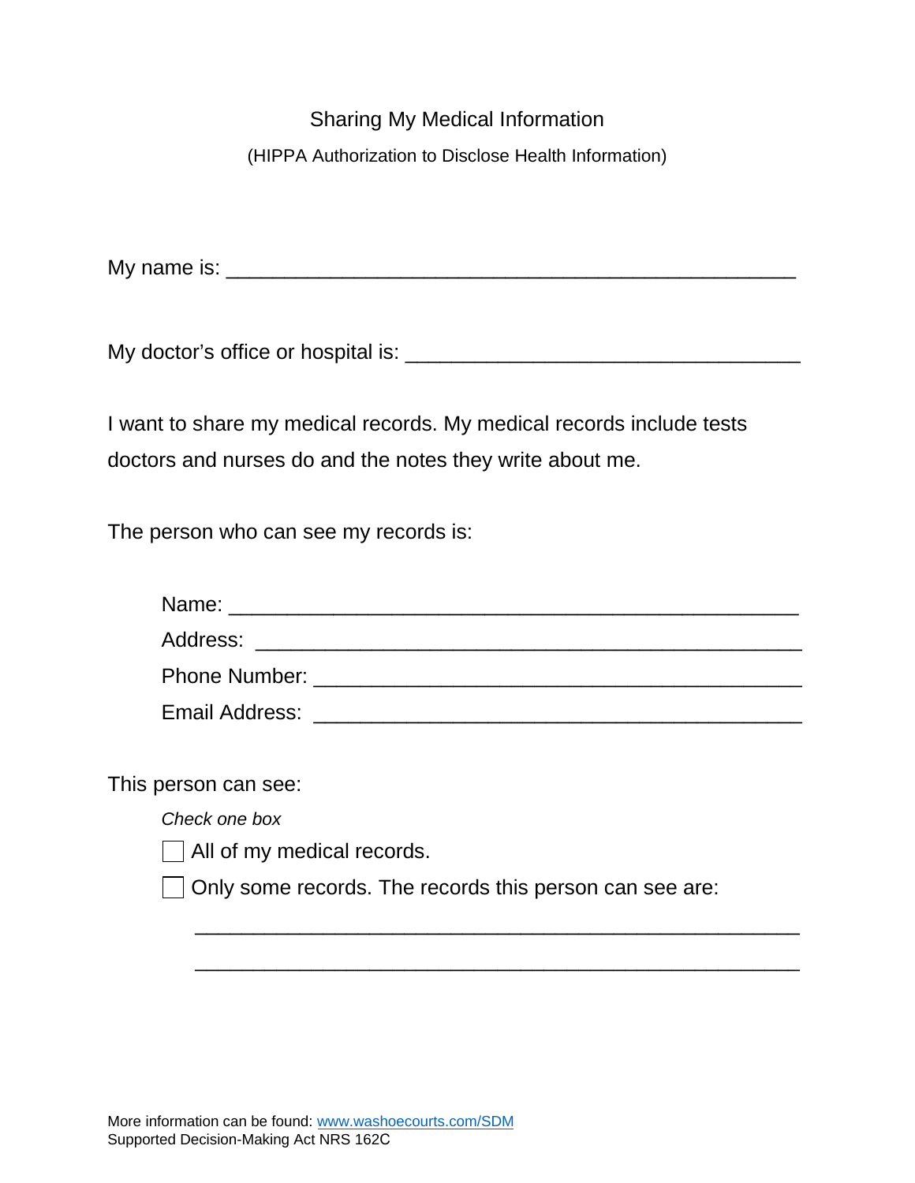# Sharing My Medical Information

(HIPPA Authorization to Disclose Health Information)

My name is: ________________________________________________

My doctor's office or hospital is: ______________________________

I want to share my medical records. My medical records include tests doctors and nurses do and the notes they write about me.

The person who can see my records is:

Name: ______________________________________________

Address: ____________________________________________

Phone Number: ________________________________________

Email Address: ________________________________________

This person can see:

*Check one box*

☐ All of my medical records.

☐ Only some records. The records this person can see are:

___________________________________________________

___________________________________________________

More information can be found: [www.washoecourts.com/SDM](http://www.washoecourts.com/SDM)
Supported Decision-Making Act NRS 162C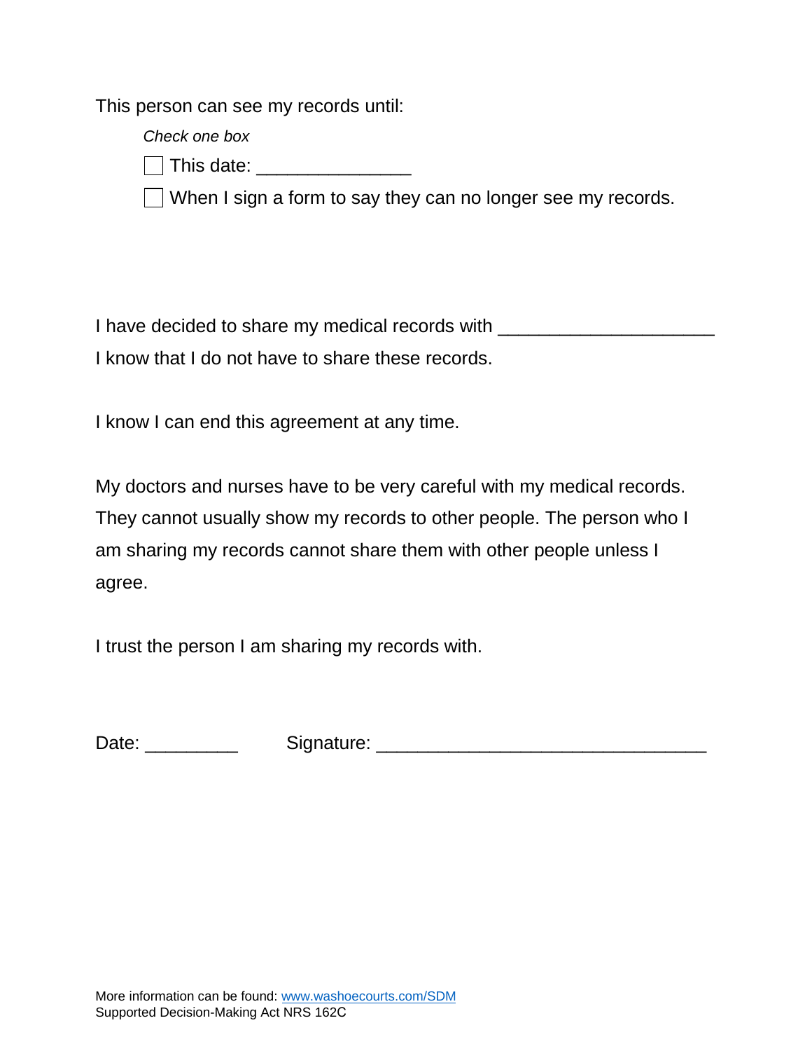This person can see my records until:

*Check one box*

☐ This date: _______________

☐ When I sign a form to say they can no longer see my records.

I have decided to share my medical records with _____________________
I know that I do not have to share these records.

I know I can end this agreement at any time.

My doctors and nurses have to be very careful with my medical records. They cannot usually show my records to other people. The person who I am sharing my records cannot share them with other people unless I agree.

I trust the person I am sharing my records with.

Date: _________ Signature: ________________________________

More information can be found: [www.washoecourts.com/SDM](http://www.washoecourts.com/SDM)
Supported Decision-Making Act NRS 162C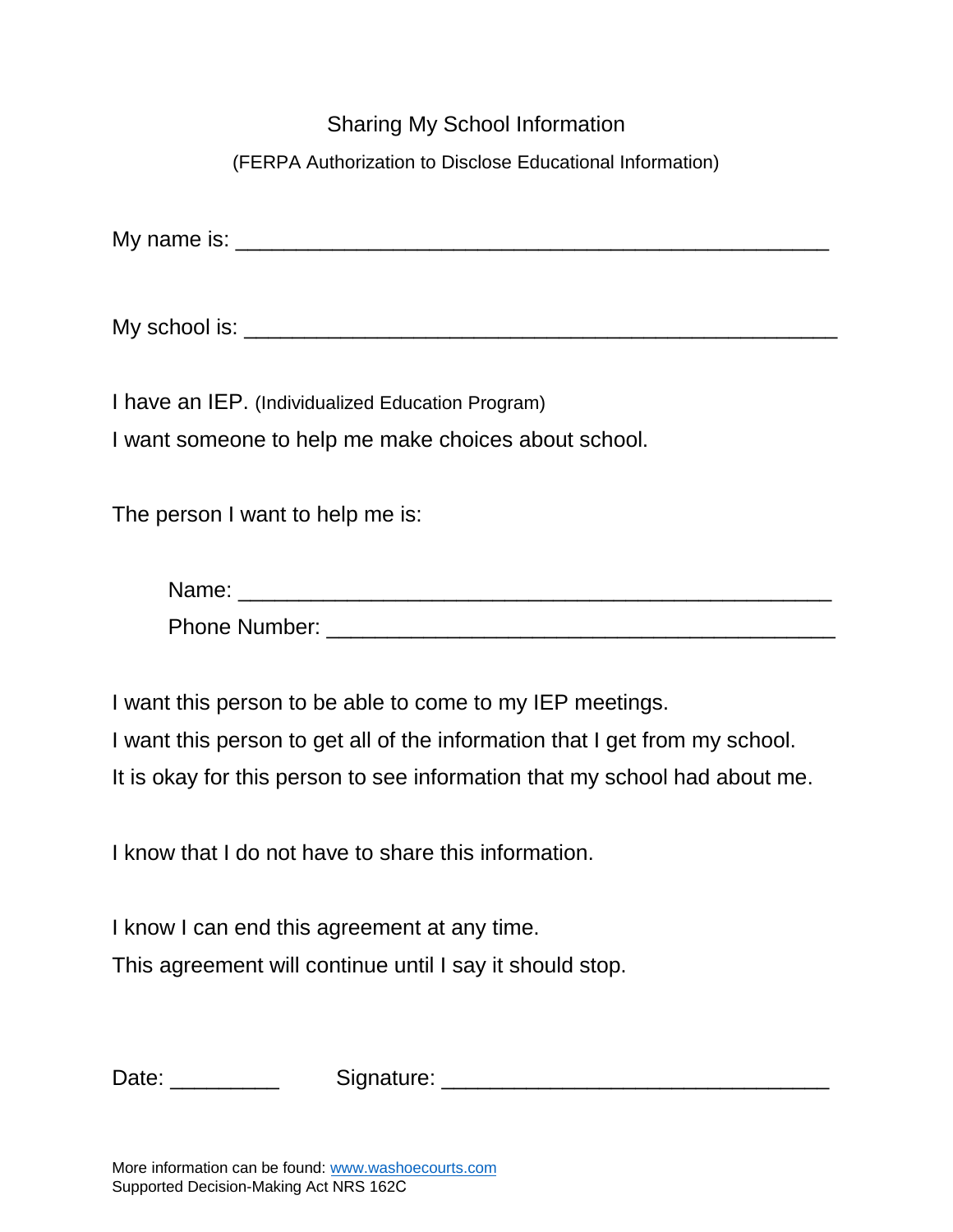# Sharing My School Information

(FERPA Authorization to Disclose Educational Information)

My name is: _______________________________________________

My school is: _______________________________________________

I have an IEP. (Individualized Education Program)

I want someone to help me make choices about school.

The person I want to help me is:

Name: _______________________________________________

Phone Number: _________________________________________

I want this person to be able to come to my IEP meetings.

I want this person to get all of the information that I get from my school.

It is okay for this person to see information that my school had about me.

I know that I do not have to share this information.

I know I can end this agreement at any time.

This agreement will continue until I say it should stop.

Date: _________ Signature: ______________________________

More information can be found: [www.washoecourts.com](http://www.washoecourts.com)
Supported Decision-Making Act NRS 162C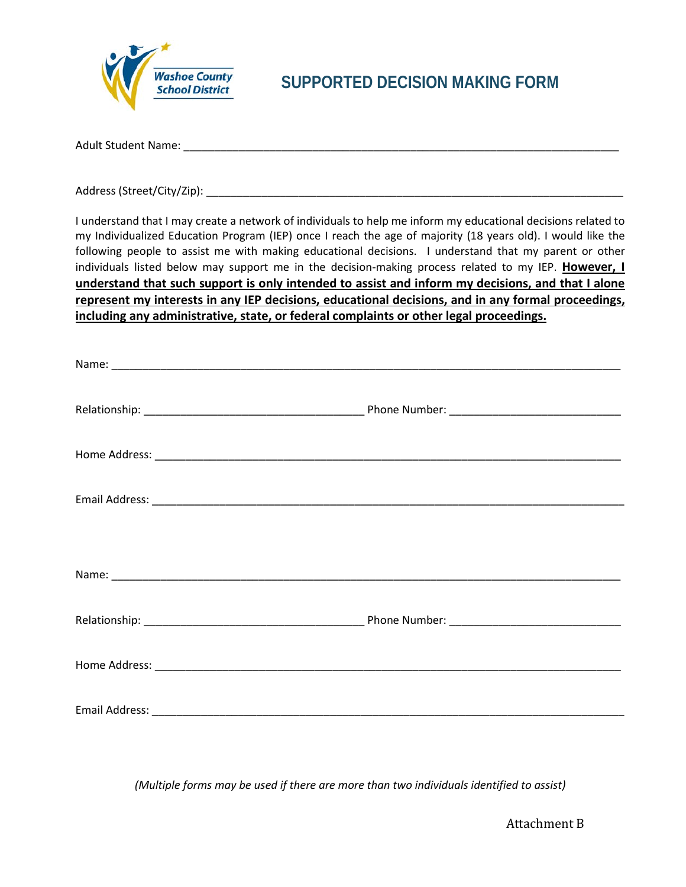Washoe County School District

# SUPPORTED DECISION MAKING FORM

Adult Student Name: ______________________________________________________________________

Address (Street/City/Zip): _________________________________________________________________

I understand that I may create a network of individuals to help me inform my educational decisions related to my Individualized Education Program (IEP) once I reach the age of majority (18 years old). I would like the following people to assist me with making educational decisions. I understand that my parent or other individuals listed below may support me in the decision-making process related to my IEP. **However, I understand that such support is only intended to assist and inform my decisions, and that I alone represent my interests in any IEP decisions, educational decisions, and in any formal proceedings, including any administrative, state, or federal complaints or other legal proceedings.**

Name: __________________________________________________________________________________

Relationship: ___________________________________ Phone Number: ___________________________

Home Address: ___________________________________________________________________________

Email Address: ___________________________________________________________________________

Name: __________________________________________________________________________________

Relationship: ___________________________________ Phone Number: ___________________________

Home Address: ___________________________________________________________________________

Email Address: ___________________________________________________________________________

*(Multiple forms may be used if there are more than two individuals identified to assist)*

Attachment B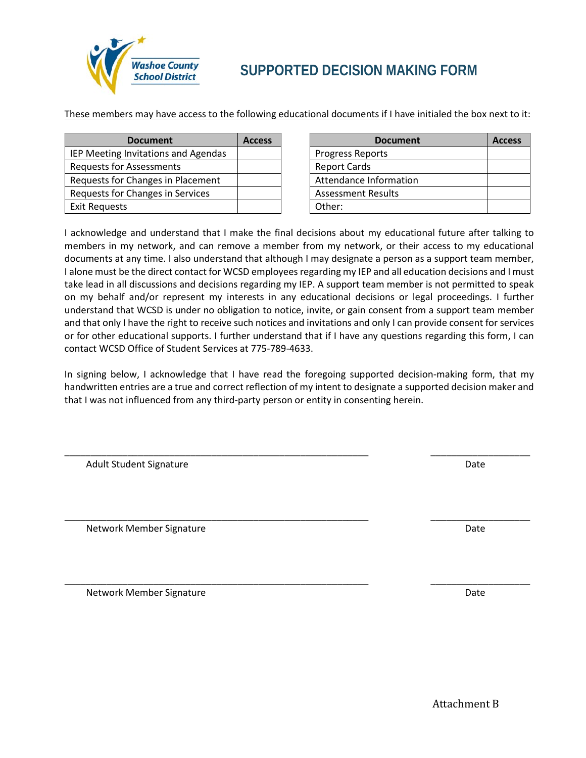Washoe County School District

# SUPPORTED DECISION MAKING FORM

These members may have access to the following educational documents if I have initialed the box next to it:

| Document | Access |
|---|---|
| IEP Meeting Invitations and Agendas | |
| Requests for Assessments | |
| Requests for Changes in Placement | |
| Requests for Changes in Services | |
| Exit Requests | |

| Document | Access |
|---|---|
| Progress Reports | |
| Report Cards | |
| Attendance Information | |
| Assessment Results | |
| Other: | |

I acknowledge and understand that I make the final decisions about my educational future after talking to members in my network, and can remove a member from my network, or their access to my educational documents at any time. I also understand that although I may designate a person as a support team member, I alone must be the direct contact for WCSD employees regarding my IEP and all education decisions and I must take lead in all discussions and decisions regarding my IEP. A support team member is not permitted to speak on my behalf and/or represent my interests in any educational decisions or legal proceedings. I further understand that WCSD is under no obligation to notice, invite, or gain consent from a support team member and that only I have the right to receive such notices and invitations and only I can provide consent for services or for other educational supports. I further understand that if I have any questions regarding this form, I can contact WCSD Office of Student Services at 775-789-4633.

In signing below, I acknowledge that I have read the foregoing supported decision-making form, that my handwritten entries are a true and correct reflection of my intent to designate a supported decision maker and that I was not influenced from any third-party person or entity in consenting herein.

_____________________________________________ _______________

Adult Student Signature                                                    Date

_____________________________________________ _______________

Network Member Signature                                                Date

_____________________________________________ _______________

Network Member Signature                                                Date

Attachment B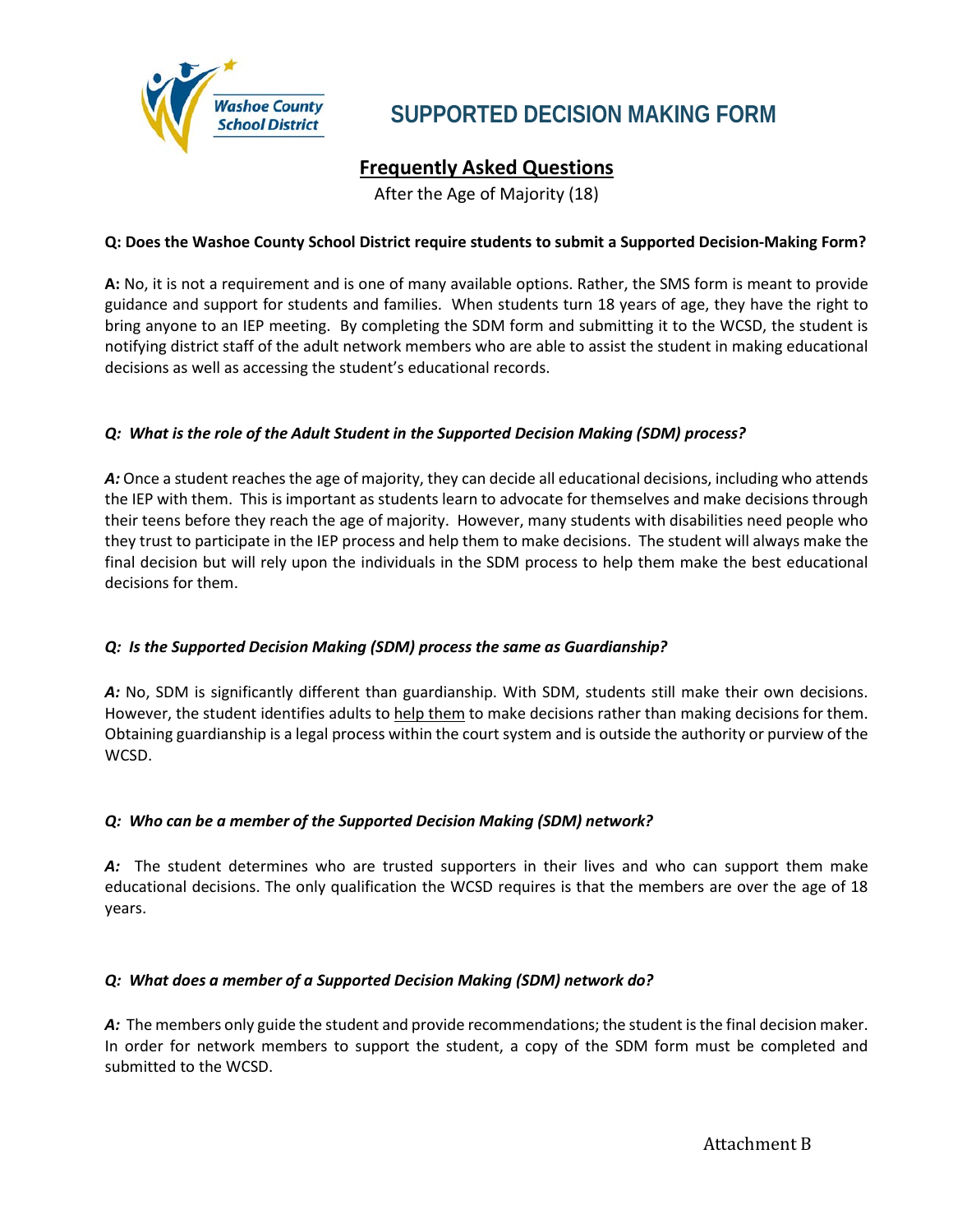# SUPPORTED DECISION MAKING FORM

## Frequently Asked Questions

After the Age of Majority (18)

**Q: Does the Washoe County School District require students to submit a Supported Decision-Making Form?**

**A:** No, it is not a requirement and is one of many available options. Rather, the SMS form is meant to provide guidance and support for students and families. When students turn 18 years of age, they have the right to bring anyone to an IEP meeting. By completing the SDM form and submitting it to the WCSD, the student is notifying district staff of the adult network members who are able to assist the student in making educational decisions as well as accessing the student's educational records.

***Q: What is the role of the Adult Student in the Supported Decision Making (SDM) process?***

***A:*** Once a student reaches the age of majority, they can decide all educational decisions, including who attends the IEP with them. This is important as students learn to advocate for themselves and make decisions through their teens before they reach the age of majority. However, many students with disabilities need people who they trust to participate in the IEP process and help them to make decisions. The student will always make the final decision but will rely upon the individuals in the SDM process to help them make the best educational decisions for them.

***Q: Is the Supported Decision Making (SDM) process the same as Guardianship?***

***A:*** No, SDM is significantly different than guardianship. With SDM, students still make their own decisions. However, the student identifies adults to <u>help them</u> to make decisions rather than making decisions for them. Obtaining guardianship is a legal process within the court system and is outside the authority or purview of the WCSD.

***Q: Who can be a member of the Supported Decision Making (SDM) network?***

***A:*** The student determines who are trusted supporters in their lives and who can support them make educational decisions. The only qualification the WCSD requires is that the members are over the age of 18 years.

***Q: What does a member of a Supported Decision Making (SDM) network do?***

***A:*** The members only guide the student and provide recommendations; the student is the final decision maker. In order for network members to support the student, a copy of the SDM form must be completed and submitted to the WCSD.

Attachment B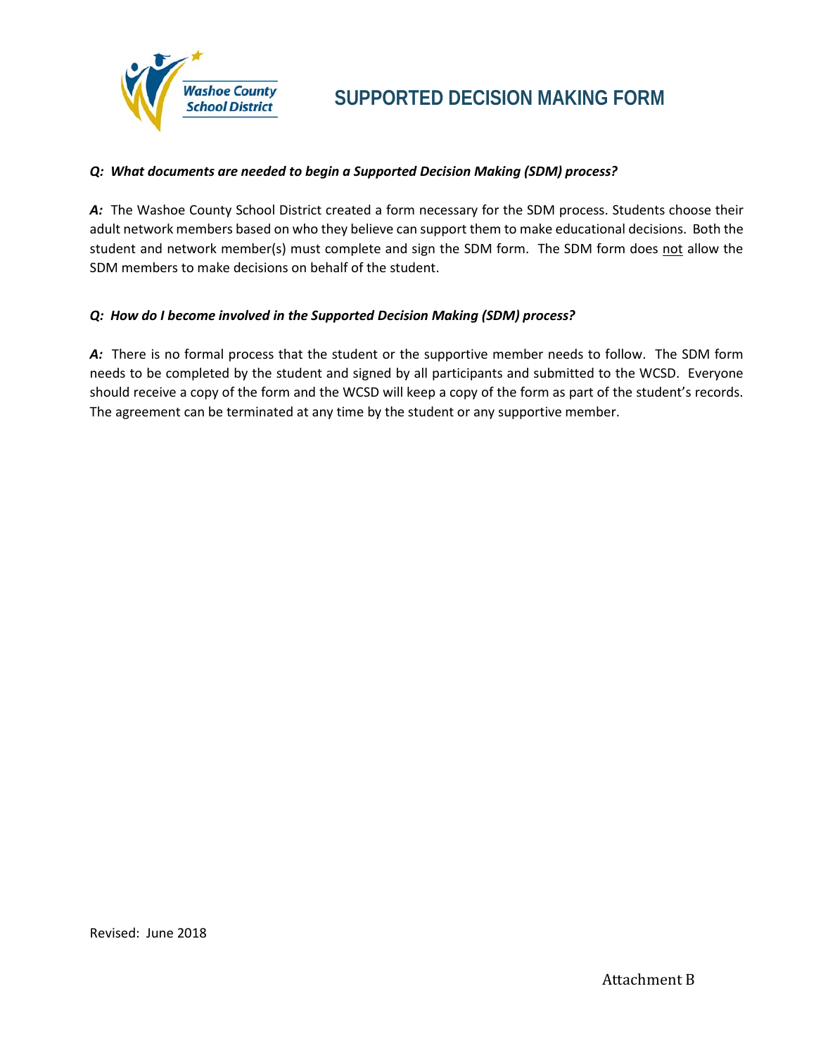Washoe County School District

# SUPPORTED DECISION MAKING FORM

***Q: What documents are needed to begin a Supported Decision Making (SDM) process?***

***A:*** The Washoe County School District created a form necessary for the SDM process. Students choose their adult network members based on who they believe can support them to make educational decisions. Both the student and network member(s) must complete and sign the SDM form. The SDM form does <u>not</u> allow the SDM members to make decisions on behalf of the student.

***Q: How do I become involved in the Supported Decision Making (SDM) process?***

***A:*** There is no formal process that the student or the supportive member needs to follow. The SDM form needs to be completed by the student and signed by all participants and submitted to the WCSD. Everyone should receive a copy of the form and the WCSD will keep a copy of the form as part of the student's records. The agreement can be terminated at any time by the student or any supportive member.

Revised: June 2018

Attachment B